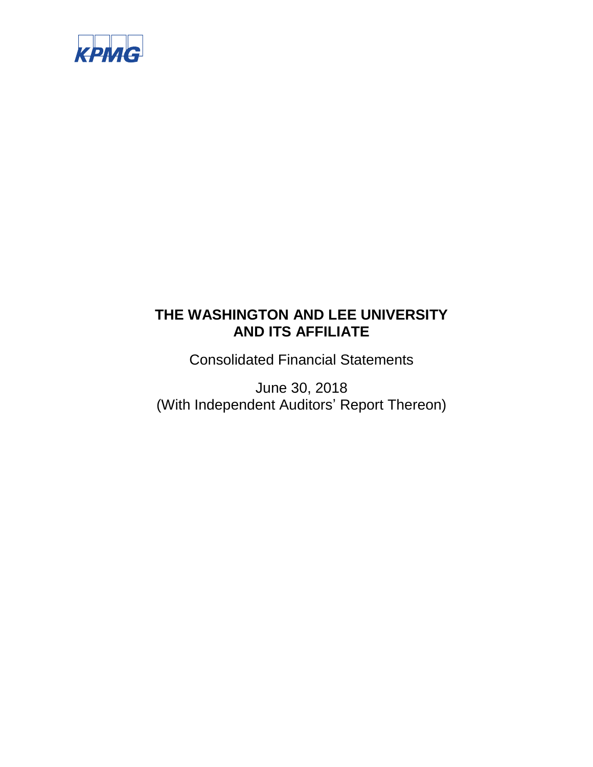KPMG

# THE WASHINGTON AND LEE UNIVERSITY AND ITS AFFILIATE

Consolidated Financial Statements

June 30, 2018

(With Independent Auditors' Report Thereon)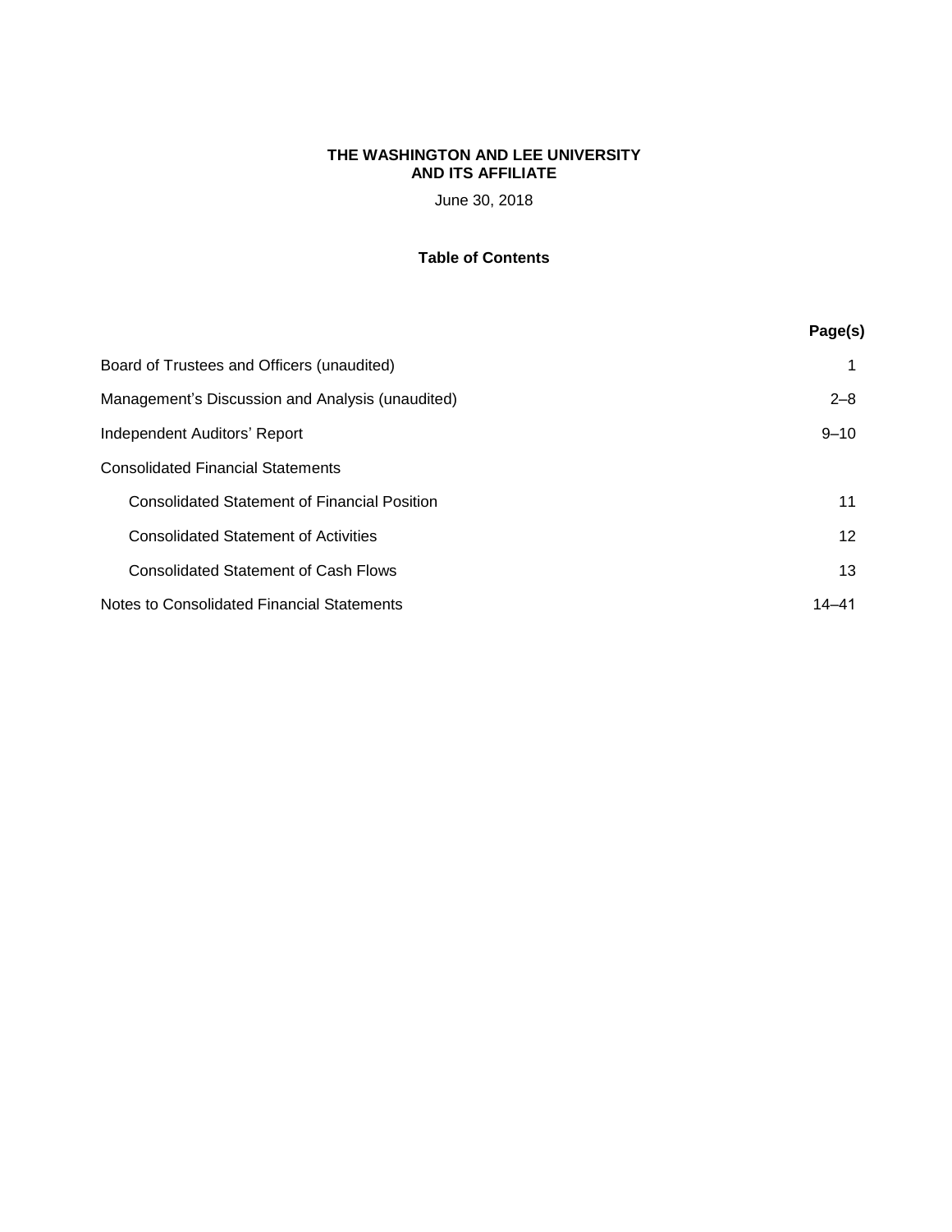**THE WASHINGTON AND LEE UNIVERSITY**
**AND ITS AFFILIATE**

June 30, 2018

## Table of Contents

| | Page(s) |
|---|---|
| Board of Trustees and Officers (unaudited) | 1 |
| Management's Discussion and Analysis (unaudited) | 2–8 |
| Independent Auditors' Report | 9–10 |
| Consolidated Financial Statements | |
| Consolidated Statement of Financial Position | 11 |
| Consolidated Statement of Activities | 12 |
| Consolidated Statement of Cash Flows | 13 |
| Notes to Consolidated Financial Statements | 14–41 |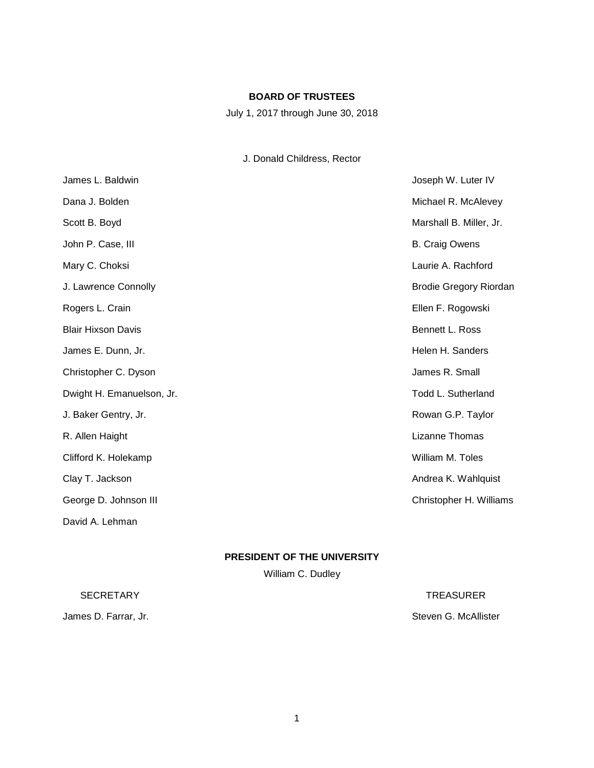## BOARD OF TRUSTEES

July 1, 2017 through June 30, 2018

J. Donald Childress, Rector

James L. Baldwin

Dana J. Bolden

Scott B. Boyd

John P. Case, III

Mary C. Choksi

J. Lawrence Connolly

Rogers L. Crain

Blair Hixson Davis

James E. Dunn, Jr.

Christopher C. Dyson

Dwight H. Emanuelson, Jr.

J. Baker Gentry, Jr.

R. Allen Haight

Clifford K. Holekamp

Clay T. Jackson

George D. Johnson III

David A. Lehman

Joseph W. Luter IV

Michael R. McAlevey

Marshall B. Miller, Jr.

B. Craig Owens

Laurie A. Rachford

Brodie Gregory Riordan

Ellen F. Rogowski

Bennett L. Ross

Helen H. Sanders

James R. Small

Todd L. Sutherland

Rowan G.P. Taylor

Lizanne Thomas

William M. Toles

Andrea K. Wahlquist

Christopher H. Williams

## PRESIDENT OF THE UNIVERSITY

William C. Dudley

SECRETARY

James D. Farrar, Jr.

TREASURER

Steven G. McAllister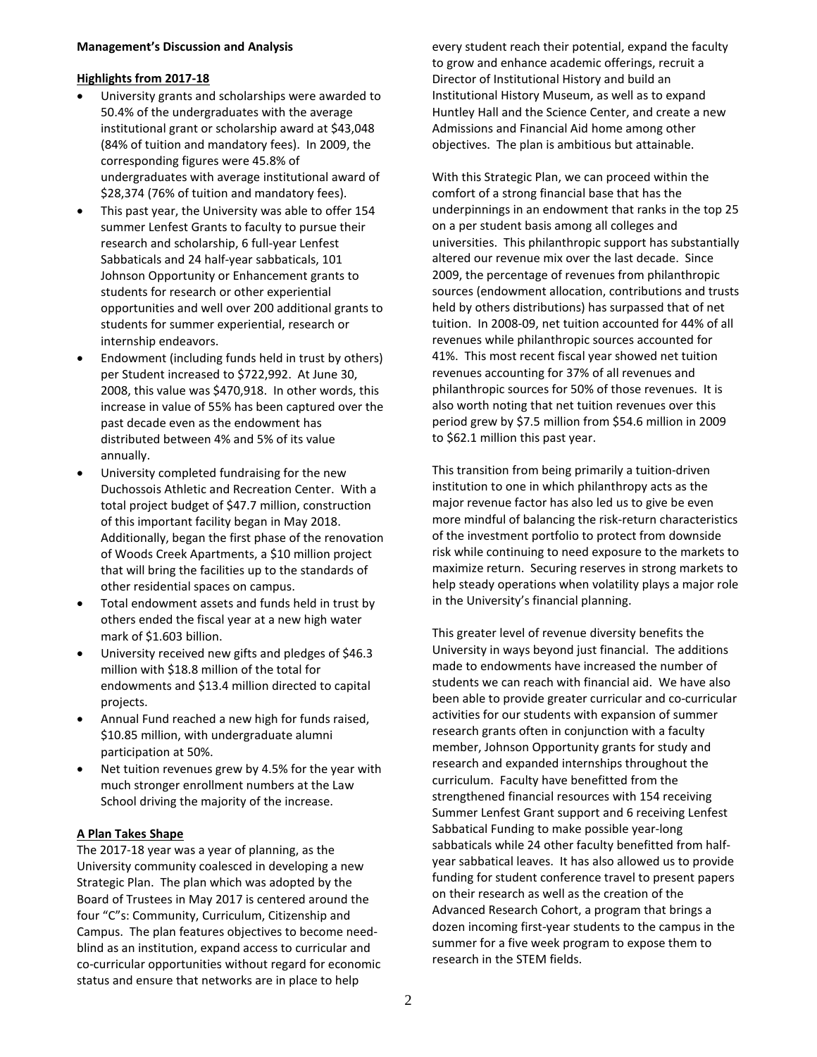**Management's Discussion and Analysis**

**Highlights from 2017-18**

- University grants and scholarships were awarded to 50.4% of the undergraduates with the average institutional grant or scholarship award at $43,048 (84% of tuition and mandatory fees). In 2009, the corresponding figures were 45.8% of undergraduates with average institutional award of $28,374 (76% of tuition and mandatory fees).
- This past year, the University was able to offer 154 summer Lenfest Grants to faculty to pursue their research and scholarship, 6 full-year Lenfest Sabbaticals and 24 half-year sabbaticals, 101 Johnson Opportunity or Enhancement grants to students for research or other experiential opportunities and well over 200 additional grants to students for summer experiential, research or internship endeavors.
- Endowment (including funds held in trust by others) per Student increased to $722,992. At June 30, 2008, this value was $470,918. In other words, this increase in value of 55% has been captured over the past decade even as the endowment has distributed between 4% and 5% of its value annually.
- University completed fundraising for the new Duchossois Athletic and Recreation Center. With a total project budget of $47.7 million, construction of this important facility began in May 2018. Additionally, began the first phase of the renovation of Woods Creek Apartments, a $10 million project that will bring the facilities up to the standards of other residential spaces on campus.
- Total endowment assets and funds held in trust by others ended the fiscal year at a new high water mark of $1.603 billion.
- University received new gifts and pledges of $46.3 million with $18.8 million of the total for endowments and $13.4 million directed to capital projects.
- Annual Fund reached a new high for funds raised, $10.85 million, with undergraduate alumni participation at 50%.
- Net tuition revenues grew by 4.5% for the year with much stronger enrollment numbers at the Law School driving the majority of the increase.

**A Plan Takes Shape**

The 2017-18 year was a year of planning, as the University community coalesced in developing a new Strategic Plan. The plan which was adopted by the Board of Trustees in May 2017 is centered around the four "C"s: Community, Curriculum, Citizenship and Campus. The plan features objectives to become need-blind as an institution, expand access to curricular and co-curricular opportunities without regard for economic status and ensure that networks are in place to help every student reach their potential, expand the faculty to grow and enhance academic offerings, recruit a Director of Institutional History and build an Institutional History Museum, as well as to expand Huntley Hall and the Science Center, and create a new Admissions and Financial Aid home among other objectives. The plan is ambitious but attainable.

With this Strategic Plan, we can proceed within the comfort of a strong financial base that has the underpinnings in an endowment that ranks in the top 25 on a per student basis among all colleges and universities. This philanthropic support has substantially altered our revenue mix over the last decade. Since 2009, the percentage of revenues from philanthropic sources (endowment allocation, contributions and trusts held by others distributions) has surpassed that of net tuition. In 2008-09, net tuition accounted for 44% of all revenues while philanthropic sources accounted for 41%. This most recent fiscal year showed net tuition revenues accounting for 37% of all revenues and philanthropic sources for 50% of those revenues. It is also worth noting that net tuition revenues over this period grew by $7.5 million from $54.6 million in 2009 to $62.1 million this past year.

This transition from being primarily a tuition-driven institution to one in which philanthropy acts as the major revenue factor has also led us to give be even more mindful of balancing the risk-return characteristics of the investment portfolio to protect from downside risk while continuing to need exposure to the markets to maximize return. Securing reserves in strong markets to help steady operations when volatility plays a major role in the University's financial planning.

This greater level of revenue diversity benefits the University in ways beyond just financial. The additions made to endowments have increased the number of students we can reach with financial aid. We have also been able to provide greater curricular and co-curricular activities for our students with expansion of summer research grants often in conjunction with a faculty member, Johnson Opportunity grants for study and research and expanded internships throughout the curriculum. Faculty have benefitted from the strengthened financial resources with 154 receiving Summer Lenfest Grant support and 6 receiving Lenfest Sabbatical Funding to make possible year-long sabbaticals while 24 other faculty benefitted from half-year sabbatical leaves. It has also allowed us to provide funding for student conference travel to present papers on their research as well as the creation of the Advanced Research Cohort, a program that brings a dozen incoming first-year students to the campus in the summer for a five week program to expose them to research in the STEM fields.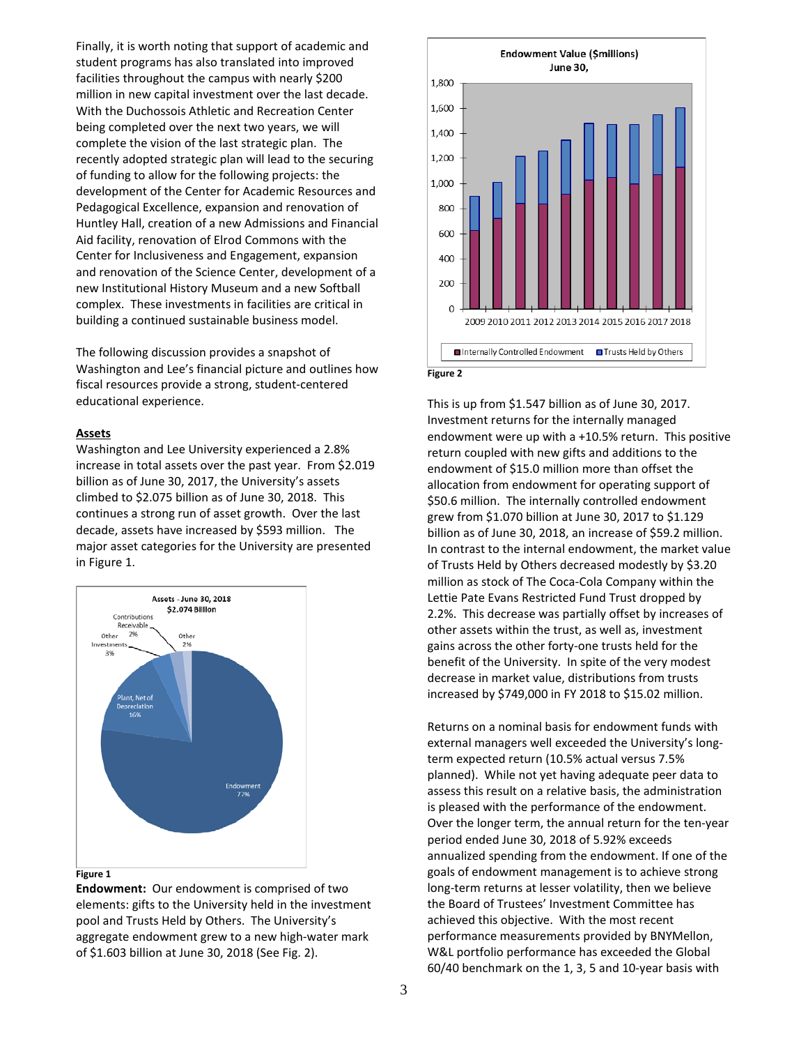Finally, it is worth noting that support of academic and student programs has also translated into improved facilities throughout the campus with nearly $200 million in new capital investment over the last decade. With the Duchossois Athletic and Recreation Center being completed over the next two years, we will complete the vision of the last strategic plan. The recently adopted strategic plan will lead to the securing of funding to allow for the following projects: the development of the Center for Academic Resources and Pedagogical Excellence, expansion and renovation of Huntley Hall, creation of a new Admissions and Financial Aid facility, renovation of Elrod Commons with the Center for Inclusiveness and Engagement, expansion and renovation of the Science Center, development of a new Institutional History Museum and a new Softball complex. These investments in facilities are critical in building a continued sustainable business model.

The following discussion provides a snapshot of Washington and Lee's financial picture and outlines how fiscal resources provide a strong, student-centered educational experience.

## Assets

Washington and Lee University experienced a 2.8% increase in total assets over the past year. From $2.019 billion as of June 30, 2017, the University's assets climbed to $2.075 billion as of June 30, 2018. This continues a strong run of asset growth. Over the last decade, assets have increased by $593 million. The major asset categories for the University are presented in Figure 1.

Assets - June 30, 2018
$2.074 Billion

| Category | Share |
|---|---|
| Endowment | 77% |
| Plant, Net of Depreciation | 16% |
| Other Investments | 3% |
| Contributions Receivable | 2% |
| Other | 2% |

Figure 1

**Endowment:** Our endowment is comprised of two elements: gifts to the University held in the investment pool and Trusts Held by Others. The University's aggregate endowment grew to a new high-water mark of $1.603 billion at June 30, 2018 (See Fig. 2).

Endowment Value ($millions)
June 30,

(Stacked bar chart, 2009–2018: Internally Controlled Endowment; Trusts Held by Others)

Figure 2

This is up from $1.547 billion as of June 30, 2017. Investment returns for the internally managed endowment were up with a +10.5% return. This positive return coupled with new gifts and additions to the endowment of $15.0 million more than offset the allocation from endowment for operating support of $50.6 million. The internally controlled endowment grew from $1.070 billion at June 30, 2017 to $1.129 billion as of June 30, 2018, an increase of $59.2 million. In contrast to the internal endowment, the market value of Trusts Held by Others decreased modestly by $3.20 million as stock of The Coca-Cola Company within the Lettie Pate Evans Restricted Fund Trust dropped by 2.2%. This decrease was partially offset by increases of other assets within the trust, as well as, investment gains across the other forty-one trusts held for the benefit of the University. In spite of the very modest decrease in market value, distributions from trusts increased by $749,000 in FY 2018 to $15.02 million.

Returns on a nominal basis for endowment funds with external managers well exceeded the University's long-term expected return (10.5% actual versus 7.5% planned). While not yet having adequate peer data to assess this result on a relative basis, the administration is pleased with the performance of the endowment. Over the longer term, the annual return for the ten-year period ended June 30, 2018 of 5.92% exceeds annualized spending from the endowment. If one of the goals of endowment management is to achieve strong long-term returns at lesser volatility, then we believe the Board of Trustees' Investment Committee has achieved this objective. With the most recent performance measurements provided by BNYMellon, W&L portfolio performance has exceeded the Global 60/40 benchmark on the 1, 3, 5 and 10-year basis with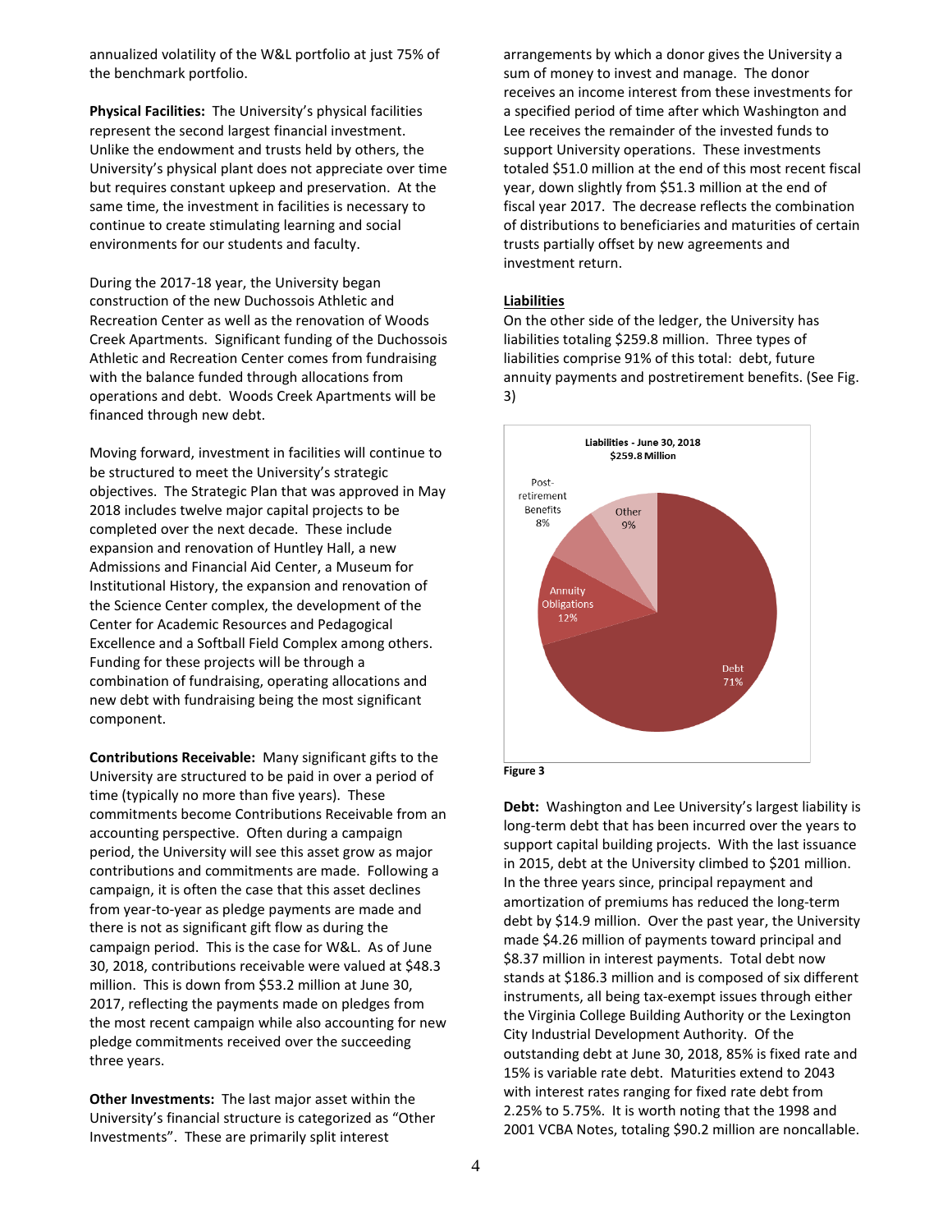annualized volatility of the W&L portfolio at just 75% of the benchmark portfolio.

**Physical Facilities:** The University's physical facilities represent the second largest financial investment. Unlike the endowment and trusts held by others, the University's physical plant does not appreciate over time but requires constant upkeep and preservation. At the same time, the investment in facilities is necessary to continue to create stimulating learning and social environments for our students and faculty.

During the 2017-18 year, the University began construction of the new Duchossois Athletic and Recreation Center as well as the renovation of Woods Creek Apartments. Significant funding of the Duchossois Athletic and Recreation Center comes from fundraising with the balance funded through allocations from operations and debt. Woods Creek Apartments will be financed through new debt.

Moving forward, investment in facilities will continue to be structured to meet the University's strategic objectives. The Strategic Plan that was approved in May 2018 includes twelve major capital projects to be completed over the next decade. These include expansion and renovation of Huntley Hall, a new Admissions and Financial Aid Center, a Museum for Institutional History, the expansion and renovation of the Science Center complex, the development of the Center for Academic Resources and Pedagogical Excellence and a Softball Field Complex among others. Funding for these projects will be through a combination of fundraising, operating allocations and new debt with fundraising being the most significant component.

**Contributions Receivable:** Many significant gifts to the University are structured to be paid in over a period of time (typically no more than five years). These commitments become Contributions Receivable from an accounting perspective. Often during a campaign period, the University will see this asset grow as major contributions and commitments are made. Following a campaign, it is often the case that this asset declines from year-to-year as pledge payments are made and there is not as significant gift flow as during the campaign period. This is the case for W&L. As of June 30, 2018, contributions receivable were valued at $48.3 million. This is down from $53.2 million at June 30, 2017, reflecting the payments made on pledges from the most recent campaign while also accounting for new pledge commitments received over the succeeding three years.

**Other Investments:** The last major asset within the University's financial structure is categorized as "Other Investments". These are primarily split interest arrangements by which a donor gives the University a sum of money to invest and manage. The donor receives an income interest from these investments for a specified period of time after which Washington and Lee receives the remainder of the invested funds to support University operations. These investments totaled $51.0 million at the end of this most recent fiscal year, down slightly from $51.3 million at the end of fiscal year 2017. The decrease reflects the combination of distributions to beneficiaries and maturities of certain trusts partially offset by new agreements and investment return.

## Liabilities

On the other side of the ledger, the University has liabilities totaling $259.8 million. Three types of liabilities comprise 91% of this total: debt, future annuity payments and postretirement benefits. (See Fig. 3)

Liabilities - June 30, 2018
$259.8 Million

| Category | Share |
|---|---|
| Debt | 71% |
| Annuity Obligations | 12% |
| Post-retirement Benefits | 8% |
| Other | 9% |

**Figure 3**

**Debt:** Washington and Lee University's largest liability is long-term debt that has been incurred over the years to support capital building projects. With the last issuance in 2015, debt at the University climbed to $201 million. In the three years since, principal repayment and amortization of premiums has reduced the long-term debt by $14.9 million. Over the past year, the University made $4.26 million of payments toward principal and $8.37 million in interest payments. Total debt now stands at $186.3 million and is composed of six different instruments, all being tax-exempt issues through either the Virginia College Building Authority or the Lexington City Industrial Development Authority. Of the outstanding debt at June 30, 2018, 85% is fixed rate and 15% is variable rate debt. Maturities extend to 2043 with interest rates ranging for fixed rate debt from 2.25% to 5.75%. It is worth noting that the 1998 and 2001 VCBA Notes, totaling $90.2 million are noncallable.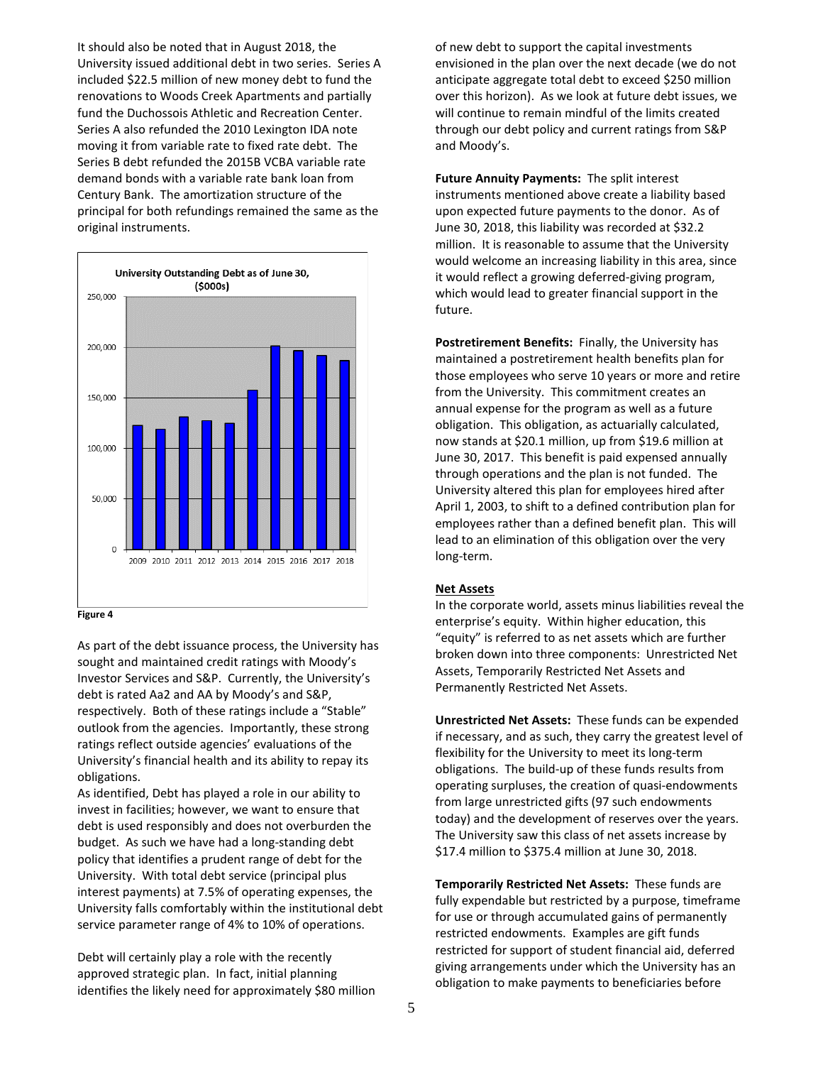It should also be noted that in August 2018, the University issued additional debt in two series. Series A included $22.5 million of new money debt to fund the renovations to Woods Creek Apartments and partially fund the Duchossois Athletic and Recreation Center. Series A also refunded the 2010 Lexington IDA note moving it from variable rate to fixed rate debt. The Series B debt refunded the 2015B VCBA variable rate demand bonds with a variable rate bank loan from Century Bank. The amortization structure of the principal for both refundings remained the same as the original instruments.

**Figure 4**

As part of the debt issuance process, the University has sought and maintained credit ratings with Moody's Investor Services and S&P. Currently, the University's debt is rated Aa2 and AA by Moody's and S&P, respectively. Both of these ratings include a "Stable" outlook from the agencies. Importantly, these strong ratings reflect outside agencies' evaluations of the University's financial health and its ability to repay its obligations.

As identified, Debt has played a role in our ability to invest in facilities; however, we want to ensure that debt is used responsibly and does not overburden the budget. As such we have had a long-standing debt policy that identifies a prudent range of debt for the University. With total debt service (principal plus interest payments) at 7.5% of operating expenses, the University falls comfortably within the institutional debt service parameter range of 4% to 10% of operations.

Debt will certainly play a role with the recently approved strategic plan. In fact, initial planning identifies the likely need for approximately $80 million of new debt to support the capital investments envisioned in the plan over the next decade (we do not anticipate aggregate total debt to exceed $250 million over this horizon). As we look at future debt issues, we will continue to remain mindful of the limits created through our debt policy and current ratings from S&P and Moody's.

**Future Annuity Payments:** The split interest instruments mentioned above create a liability based upon expected future payments to the donor. As of June 30, 2018, this liability was recorded at $32.2 million. It is reasonable to assume that the University would welcome an increasing liability in this area, since it would reflect a growing deferred-giving program, which would lead to greater financial support in the future.

**Postretirement Benefits:** Finally, the University has maintained a postretirement health benefits plan for those employees who serve 10 years or more and retire from the University. This commitment creates an annual expense for the program as well as a future obligation. This obligation, as actuarially calculated, now stands at $20.1 million, up from $19.6 million at June 30, 2017. This benefit is paid expensed annually through operations and the plan is not funded. The University altered this plan for employees hired after April 1, 2003, to shift to a defined contribution plan for employees rather than a defined benefit plan. This will lead to an elimination of this obligation over the very long-term.

## Net Assets

In the corporate world, assets minus liabilities reveal the enterprise's equity. Within higher education, this "equity" is referred to as net assets which are further broken down into three components: Unrestricted Net Assets, Temporarily Restricted Net Assets and Permanently Restricted Net Assets.

**Unrestricted Net Assets:** These funds can be expended if necessary, and as such, they carry the greatest level of flexibility for the University to meet its long-term obligations. The build-up of these funds results from operating surpluses, the creation of quasi-endowments from large unrestricted gifts (97 such endowments today) and the development of reserves over the years. The University saw this class of net assets increase by $17.4 million to $375.4 million at June 30, 2018.

**Temporarily Restricted Net Assets:** These funds are fully expendable but restricted by a purpose, timeframe for use or through accumulated gains of permanently restricted endowments. Examples are gift funds restricted for support of student financial aid, deferred giving arrangements under which the University has an obligation to make payments to beneficiaries before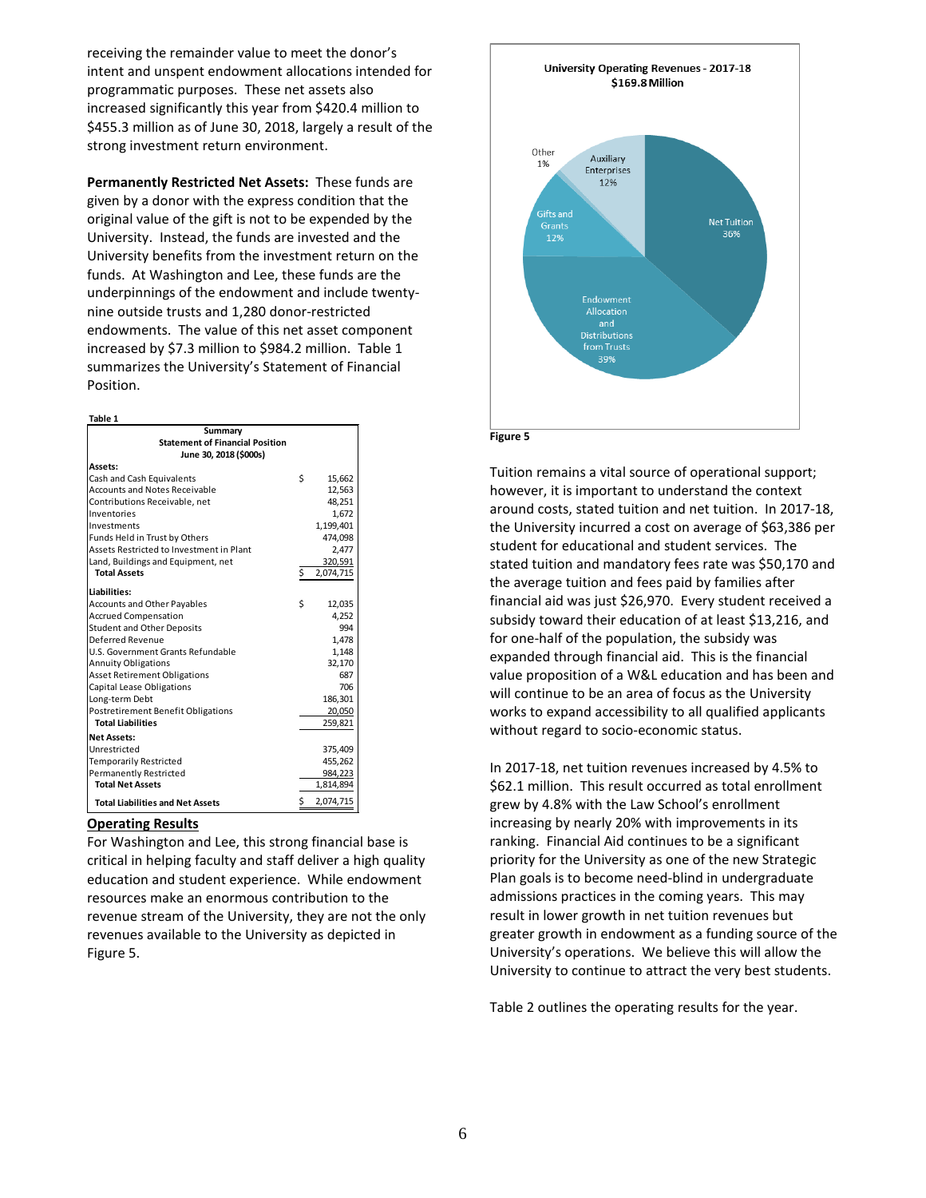receiving the remainder value to meet the donor's intent and unspent endowment allocations intended for programmatic purposes. These net assets also increased significantly this year from $420.4 million to $455.3 million as of June 30, 2018, largely a result of the strong investment return environment.

**Permanently Restricted Net Assets:** These funds are given by a donor with the express condition that the original value of the gift is not to be expended by the University. Instead, the funds are invested and the University benefits from the investment return on the funds. At Washington and Lee, these funds are the underpinnings of the endowment and include twenty-nine outside trusts and 1,280 donor-restricted endowments. The value of this net asset component increased by $7.3 million to $984.2 million. Table 1 summarizes the University's Statement of Financial Position.

Table 1

| Summary Statement of Financial Position June 30, 2018 ($000s) | | |
|---|---|---|
| **Assets:** | | |
| Cash and Cash Equivalents | $ | 15,662 |
| Accounts and Notes Receivable | | 12,563 |
| Contributions Receivable, net | | 48,251 |
| Inventories | | 1,672 |
| Investments | | 1,199,401 |
| Funds Held in Trust by Others | | 474,098 |
| Assets Restricted to Investment in Plant | | 2,477 |
| Land, Buildings and Equipment, net | | 320,591 |
| **Total Assets** | $ | 2,074,715 |
| **Liabilities:** | | |
| Accounts and Other Payables | $ | 12,035 |
| Accrued Compensation | | 4,252 |
| Student and Other Deposits | | 994 |
| Deferred Revenue | | 1,478 |
| U.S. Government Grants Refundable | | 1,148 |
| Annuity Obligations | | 32,170 |
| Asset Retirement Obligations | | 687 |
| Capital Lease Obligations | | 706 |
| Long-term Debt | | 186,301 |
| Postretirement Benefit Obligations | | 20,050 |
| **Total Liabilities** | | 259,821 |
| **Net Assets:** | | |
| Unrestricted | | 375,409 |
| Temporarily Restricted | | 455,262 |
| Permanently Restricted | | 984,223 |
| **Total Net Assets** | | 1,814,894 |
| **Total Liabilities and Net Assets** | $ | 2,074,715 |

## Operating Results

For Washington and Lee, this strong financial base is critical in helping faculty and staff deliver a high quality education and student experience. While endowment resources make an enormous contribution to the revenue stream of the University, they are not the only revenues available to the University as depicted in Figure 5.

**University Operating Revenues - 2017-18**
**$169.8 Million**

| Source | Share |
|---|---|
| Net Tuition | 36% |
| Endowment Allocation and Distributions from Trusts | 39% |
| Gifts and Grants | 12% |
| Auxiliary Enterprises | 12% |
| Other | 1% |

**Figure 5**

Tuition remains a vital source of operational support; however, it is important to understand the context around costs, stated tuition and net tuition. In 2017-18, the University incurred a cost on average of $63,386 per student for educational and student services. The stated tuition and mandatory fees rate was $50,170 and the average tuition and fees paid by families after financial aid was just $26,970. Every student received a subsidy toward their education of at least $13,216, and for one-half of the population, the subsidy was expanded through financial aid. This is the financial value proposition of a W&L education and has been and will continue to be an area of focus as the University works to expand accessibility to all qualified applicants without regard to socio-economic status.

In 2017-18, net tuition revenues increased by 4.5% to $62.1 million. This result occurred as total enrollment grew by 4.8% with the Law School's enrollment increasing by nearly 20% with improvements in its ranking. Financial Aid continues to be a significant priority for the University as one of the new Strategic Plan goals is to become need-blind in undergraduate admissions practices in the coming years. This may result in lower growth in net tuition revenues but greater growth in endowment as a funding source of the University's operations. We believe this will allow the University to continue to attract the very best students.

Table 2 outlines the operating results for the year.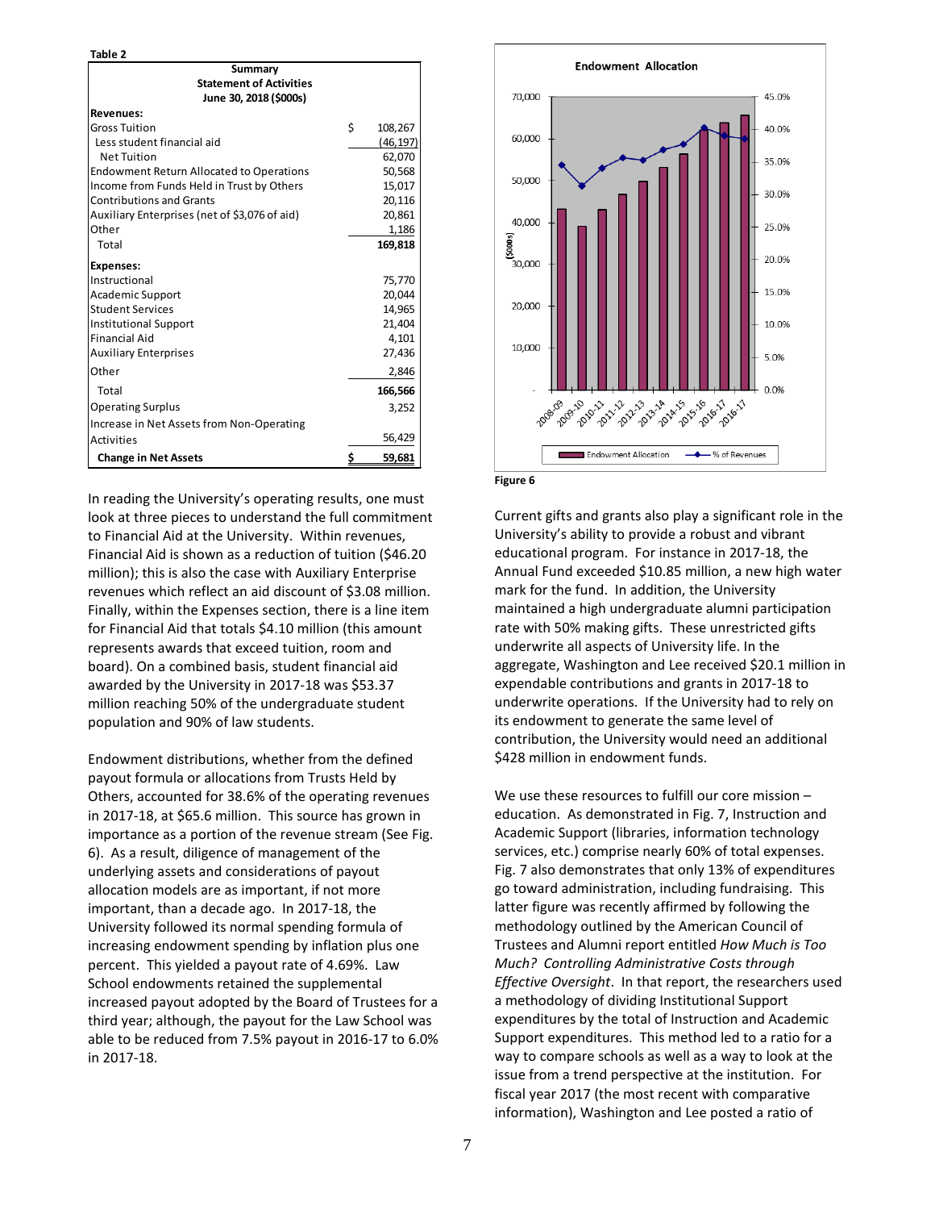**Table 2**

| Summary Statement of Activities June 30, 2018 ($000s) | |
|---|---|
| **Revenues:** | |
| Gross Tuition | $ 108,267 |
| Less student financial aid | (46,197) |
| Net Tuition | 62,070 |
| Endowment Return Allocated to Operations | 50,568 |
| Income from Funds Held in Trust by Others | 15,017 |
| Contributions and Grants | 20,116 |
| Auxiliary Enterprises (net of $3,076 of aid) | 20,861 |
| Other | 1,186 |
| Total | **169,818** |
| **Expenses:** | |
| Instructional | 75,770 |
| Academic Support | 20,044 |
| Student Services | 14,965 |
| Institutional Support | 21,404 |
| Financial Aid | 4,101 |
| Auxiliary Enterprises | 27,436 |
| Other | 2,846 |
| Total | **166,566** |
| Operating Surplus | 3,252 |
| Increase in Net Assets from Non-Operating Activities | 56,429 |
| **Change in Net Assets** | **$ 59,681** |

In reading the University's operating results, one must look at three pieces to understand the full commitment to Financial Aid at the University. Within revenues, Financial Aid is shown as a reduction of tuition ($46.20 million); this is also the case with Auxiliary Enterprise revenues which reflect an aid discount of $3.08 million. Finally, within the Expenses section, there is a line item for Financial Aid that totals $4.10 million (this amount represents awards that exceed tuition, room and board). On a combined basis, student financial aid awarded by the University in 2017-18 was $53.37 million reaching 50% of the undergraduate student population and 90% of law students.

Endowment distributions, whether from the defined payout formula or allocations from Trusts Held by Others, accounted for 38.6% of the operating revenues in 2017-18, at $65.6 million. This source has grown in importance as a portion of the revenue stream (See Fig. 6). As a result, diligence of management of the underlying assets and considerations of payout allocation models are as important, if not more important, than a decade ago. In 2017-18, the University followed its normal spending formula of increasing endowment spending by inflation plus one percent. This yielded a payout rate of 4.69%. Law School endowments retained the supplemental increased payout adopted by the Board of Trustees for a third year; although, the payout for the Law School was able to be reduced from 7.5% payout in 2016-17 to 6.0% in 2017-18.

Figure 6

Current gifts and grants also play a significant role in the University's ability to provide a robust and vibrant educational program. For instance in 2017-18, the Annual Fund exceeded $10.85 million, a new high water mark for the fund. In addition, the University maintained a high undergraduate alumni participation rate with 50% making gifts. These unrestricted gifts underwrite all aspects of University life. In the aggregate, Washington and Lee received $20.1 million in expendable contributions and grants in 2017-18 to underwrite operations. If the University had to rely on its endowment to generate the same level of contribution, the University would need an additional $428 million in endowment funds.

We use these resources to fulfill our core mission – education. As demonstrated in Fig. 7, Instruction and Academic Support (libraries, information technology services, etc.) comprise nearly 60% of total expenses. Fig. 7 also demonstrates that only 13% of expenditures go toward administration, including fundraising. This latter figure was recently affirmed by following the methodology outlined by the American Council of Trustees and Alumni report entitled *How Much is Too Much? Controlling Administrative Costs through Effective Oversight*. In that report, the researchers used a methodology of dividing Institutional Support expenditures by the total of Instruction and Academic Support expenditures. This method led to a ratio for a way to compare schools as well as a way to look at the issue from a trend perspective at the institution. For fiscal year 2017 (the most recent with comparative information), Washington and Lee posted a ratio of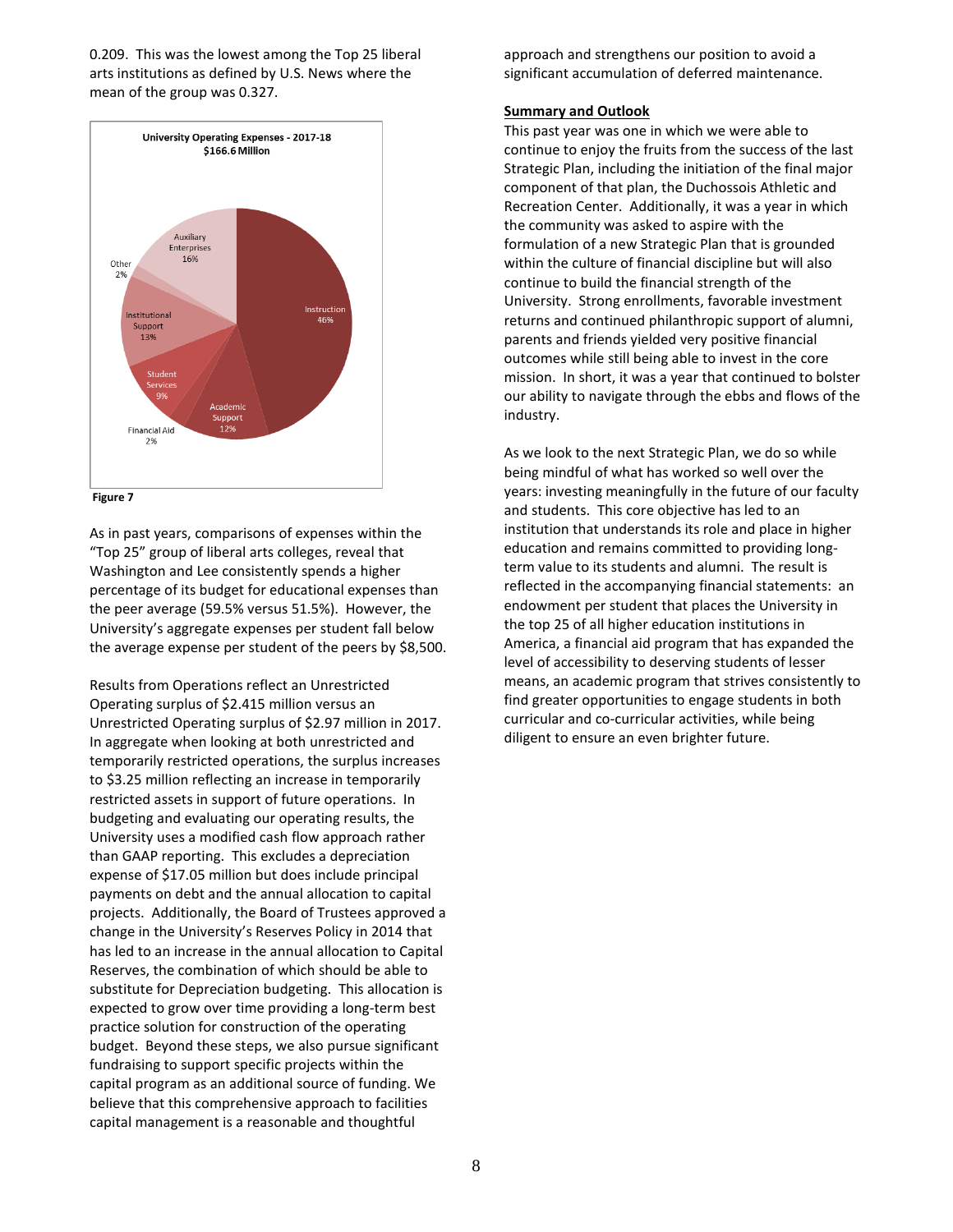0.209. This was the lowest among the Top 25 liberal arts institutions as defined by U.S. News where the mean of the group was 0.327.

**University Operating Expenses - 2017-18**
**$166.6 Million**

| Category | Percentage |
|---|---|
| Instruction | 46% |
| Academic Support | 12% |
| Financial Aid | 2% |
| Student Services | 9% |
| Institutional Support | 13% |
| Other | 2% |
| Auxiliary Enterprises | 16% |

**Figure 7**

As in past years, comparisons of expenses within the "Top 25" group of liberal arts colleges, reveal that Washington and Lee consistently spends a higher percentage of its budget for educational expenses than the peer average (59.5% versus 51.5%). However, the University's aggregate expenses per student fall below the average expense per student of the peers by $8,500.

Results from Operations reflect an Unrestricted Operating surplus of $2.415 million versus an Unrestricted Operating surplus of $2.97 million in 2017. In aggregate when looking at both unrestricted and temporarily restricted operations, the surplus increases to $3.25 million reflecting an increase in temporarily restricted assets in support of future operations. In budgeting and evaluating our operating results, the University uses a modified cash flow approach rather than GAAP reporting. This excludes a depreciation expense of $17.05 million but does include principal payments on debt and the annual allocation to capital projects. Additionally, the Board of Trustees approved a change in the University's Reserves Policy in 2014 that has led to an increase in the annual allocation to Capital Reserves, the combination of which should be able to substitute for Depreciation budgeting. This allocation is expected to grow over time providing a long-term best practice solution for construction of the operating budget. Beyond these steps, we also pursue significant fundraising to support specific projects within the capital program as an additional source of funding. We believe that this comprehensive approach to facilities capital management is a reasonable and thoughtful approach and strengthens our position to avoid a significant accumulation of deferred maintenance.

**Summary and Outlook**

This past year was one in which we were able to continue to enjoy the fruits from the success of the last Strategic Plan, including the initiation of the final major component of that plan, the Duchossois Athletic and Recreation Center. Additionally, it was a year in which the community was asked to aspire with the formulation of a new Strategic Plan that is grounded within the culture of financial discipline but will also continue to build the financial strength of the University. Strong enrollments, favorable investment returns and continued philanthropic support of alumni, parents and friends yielded very positive financial outcomes while still being able to invest in the core mission. In short, it was a year that continued to bolster our ability to navigate through the ebbs and flows of the industry.

As we look to the next Strategic Plan, we do so while being mindful of what has worked so well over the years: investing meaningfully in the future of our faculty and students. This core objective has led to an institution that understands its role and place in higher education and remains committed to providing long-term value to its students and alumni. The result is reflected in the accompanying financial statements: an endowment per student that places the University in the top 25 of all higher education institutions in America, a financial aid program that has expanded the level of accessibility to deserving students of lesser means, an academic program that strives consistently to find greater opportunities to engage students in both curricular and co-curricular activities, while being diligent to ensure an even brighter future.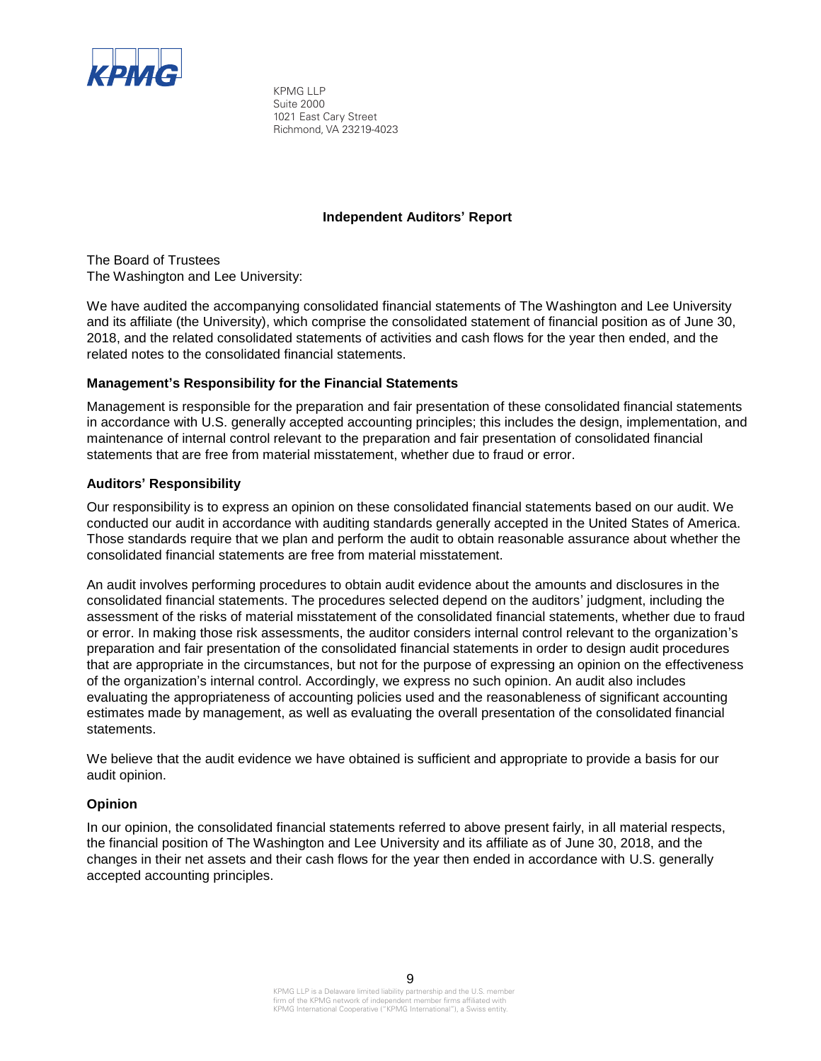KPMG LLP
Suite 2000
1021 East Cary Street
Richmond, VA 23219-4023

# Independent Auditors' Report

The Board of Trustees
The Washington and Lee University:

We have audited the accompanying consolidated financial statements of The Washington and Lee University and its affiliate (the University), which comprise the consolidated statement of financial position as of June 30, 2018, and the related consolidated statements of activities and cash flows for the year then ended, and the related notes to the consolidated financial statements.

## Management's Responsibility for the Financial Statements

Management is responsible for the preparation and fair presentation of these consolidated financial statements in accordance with U.S. generally accepted accounting principles; this includes the design, implementation, and maintenance of internal control relevant to the preparation and fair presentation of consolidated financial statements that are free from material misstatement, whether due to fraud or error.

## Auditors' Responsibility

Our responsibility is to express an opinion on these consolidated financial statements based on our audit. We conducted our audit in accordance with auditing standards generally accepted in the United States of America. Those standards require that we plan and perform the audit to obtain reasonable assurance about whether the consolidated financial statements are free from material misstatement.

An audit involves performing procedures to obtain audit evidence about the amounts and disclosures in the consolidated financial statements. The procedures selected depend on the auditors' judgment, including the assessment of the risks of material misstatement of the consolidated financial statements, whether due to fraud or error. In making those risk assessments, the auditor considers internal control relevant to the organization's preparation and fair presentation of the consolidated financial statements in order to design audit procedures that are appropriate in the circumstances, but not for the purpose of expressing an opinion on the effectiveness of the organization's internal control. Accordingly, we express no such opinion. An audit also includes evaluating the appropriateness of accounting policies used and the reasonableness of significant accounting estimates made by management, as well as evaluating the overall presentation of the consolidated financial statements.

We believe that the audit evidence we have obtained is sufficient and appropriate to provide a basis for our audit opinion.

## Opinion

In our opinion, the consolidated financial statements referred to above present fairly, in all material respects, the financial position of The Washington and Lee University and its affiliate as of June 30, 2018, and the changes in their net assets and their cash flows for the year then ended in accordance with U.S. generally accepted accounting principles.

KPMG LLP is a Delaware limited liability partnership and the U.S. member firm of the KPMG network of independent member firms affiliated with KPMG International Cooperative ("KPMG International"), a Swiss entity.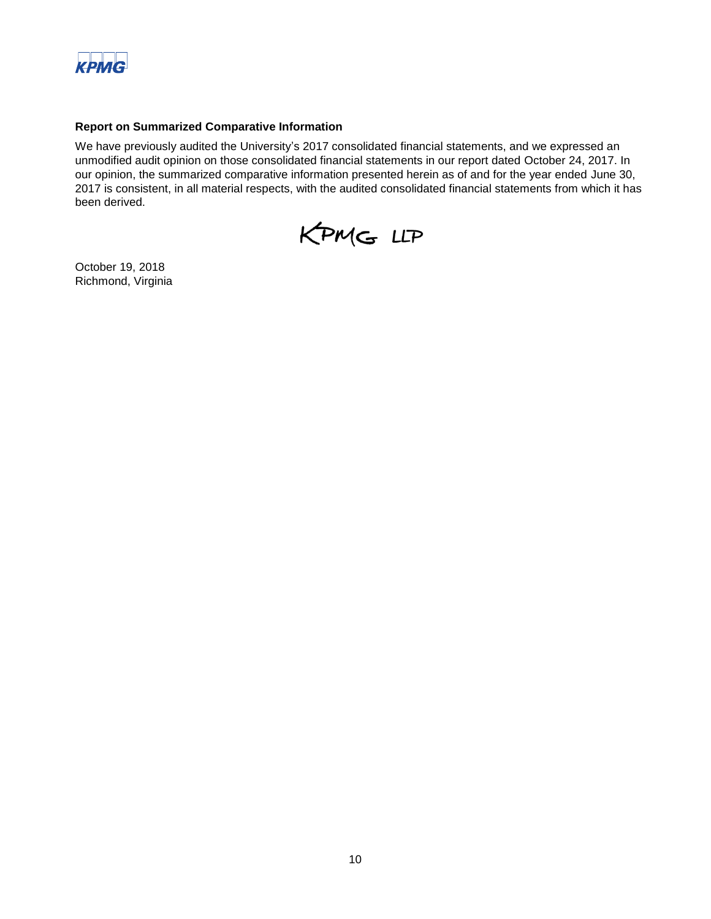**Report on Summarized Comparative Information**

We have previously audited the University's 2017 consolidated financial statements, and we expressed an unmodified audit opinion on those consolidated financial statements in our report dated October 24, 2017. In our opinion, the summarized comparative information presented herein as of and for the year ended June 30, 2017 is consistent, in all material respects, with the audited consolidated financial statements from which it has been derived.

KPMG LLP

October 19, 2018
Richmond, Virginia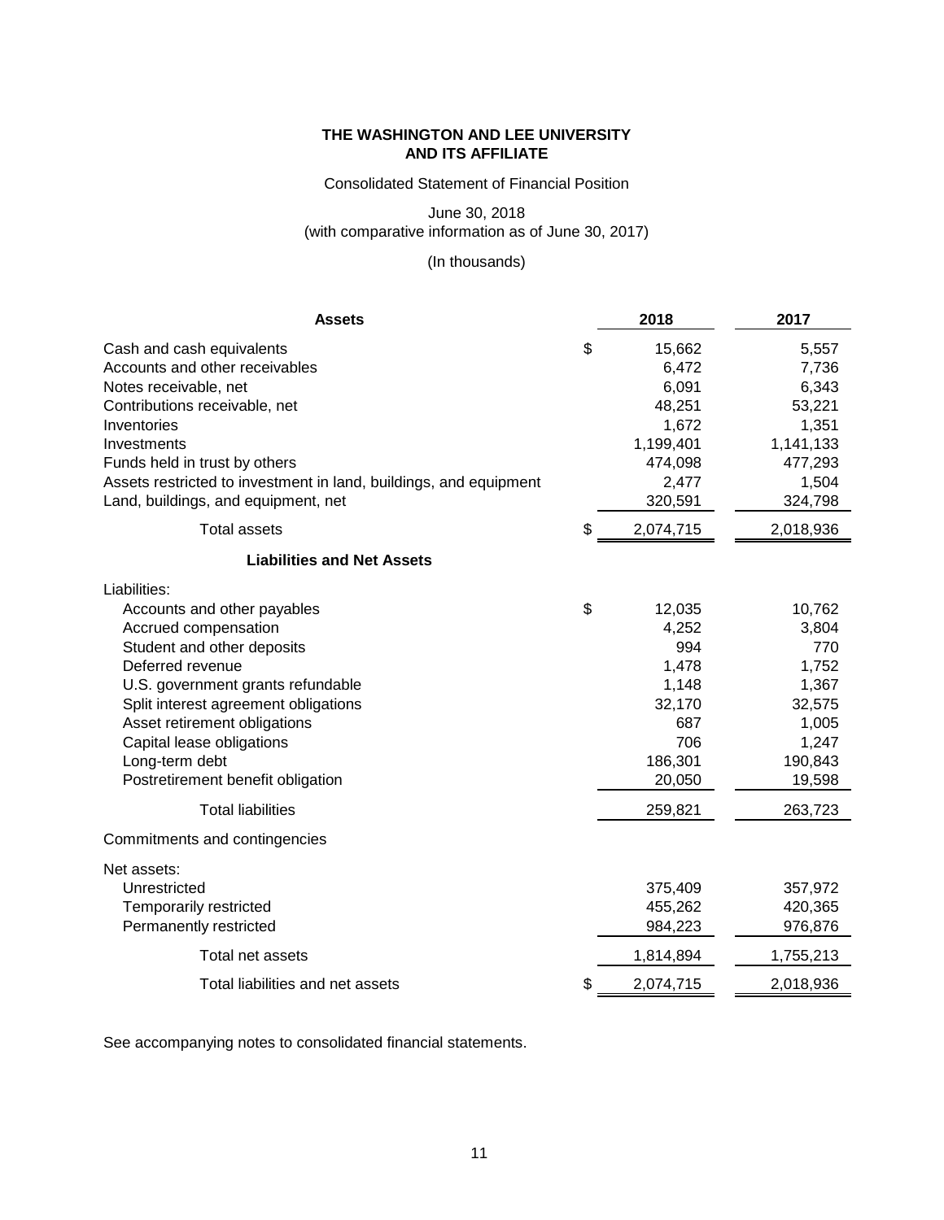**THE WASHINGTON AND LEE UNIVERSITY**
**AND ITS AFFILIATE**

Consolidated Statement of Financial Position

June 30, 2018
(with comparative information as of June 30, 2017)

(In thousands)

| **Assets** | | **2018** | **2017** |
|---|---|---|---|
| Cash and cash equivalents | $ | 15,662 | 5,557 |
| Accounts and other receivables | | 6,472 | 7,736 |
| Notes receivable, net | | 6,091 | 6,343 |
| Contributions receivable, net | | 48,251 | 53,221 |
| Inventories | | 1,672 | 1,351 |
| Investments | | 1,199,401 | 1,141,133 |
| Funds held in trust by others | | 474,098 | 477,293 |
| Assets restricted to investment in land, buildings, and equipment | | 2,477 | 1,504 |
| Land, buildings, and equipment, net | | 320,591 | 324,798 |
| Total assets | $ | 2,074,715 | 2,018,936 |
| **Liabilities and Net Assets** | | | |
| Liabilities: | | | |
| Accounts and other payables | $ | 12,035 | 10,762 |
| Accrued compensation | | 4,252 | 3,804 |
| Student and other deposits | | 994 | 770 |
| Deferred revenue | | 1,478 | 1,752 |
| U.S. government grants refundable | | 1,148 | 1,367 |
| Split interest agreement obligations | | 32,170 | 32,575 |
| Asset retirement obligations | | 687 | 1,005 |
| Capital lease obligations | | 706 | 1,247 |
| Long-term debt | | 186,301 | 190,843 |
| Postretirement benefit obligation | | 20,050 | 19,598 |
| Total liabilities | | 259,821 | 263,723 |
| Commitments and contingencies | | | |
| Net assets: | | | |
| Unrestricted | | 375,409 | 357,972 |
| Temporarily restricted | | 455,262 | 420,365 |
| Permanently restricted | | 984,223 | 976,876 |
| Total net assets | | 1,814,894 | 1,755,213 |
| Total liabilities and net assets | $ | 2,074,715 | 2,018,936 |

See accompanying notes to consolidated financial statements.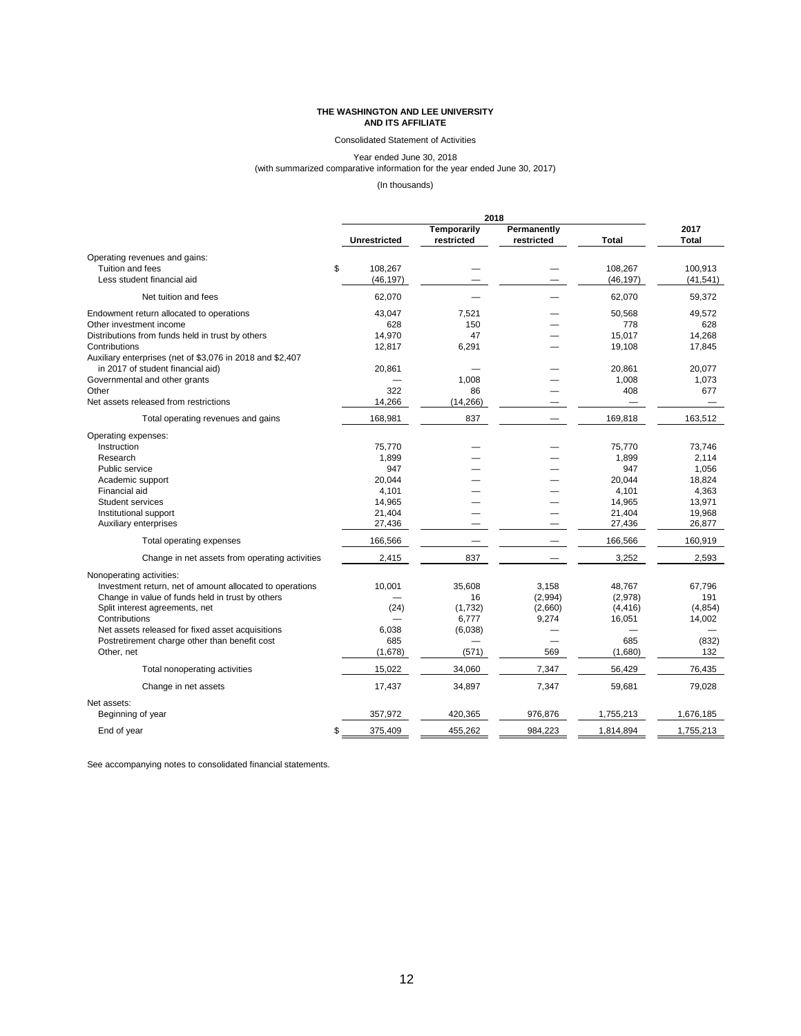**THE WASHINGTON AND LEE UNIVERSITY AND ITS AFFILIATE**

Consolidated Statement of Activities

Year ended June 30, 2018
(with summarized comparative information for the year ended June 30, 2017)

(In thousands)

| | 2018 | | | | |
|---|---|---|---|---|---|
| | Unrestricted | Temporarily restricted | Permanently restricted | Total | 2017 Total |
| Operating revenues and gains: | | | | | |
| Tuition and fees | $ 108,267 | — | — | 108,267 | 100,913 |
| Less student financial aid | (46,197) | — | — | (46,197) | (41,541) |
| Net tuition and fees | 62,070 | — | — | 62,070 | 59,372 |
| Endowment return allocated to operations | 43,047 | 7,521 | — | 50,568 | 49,572 |
| Other investment income | 628 | 150 | — | 778 | 628 |
| Distributions from funds held in trust by others | 14,970 | 47 | — | 15,017 | 14,268 |
| Contributions | 12,817 | 6,291 | — | 19,108 | 17,845 |
| Auxiliary enterprises (net of $3,076 in 2018 and $2,407 in 2017 of student financial aid) | 20,861 | — | — | 20,861 | 20,077 |
| Governmental and other grants | — | 1,008 | — | 1,008 | 1,073 |
| Other | 322 | 86 | — | 408 | 677 |
| Net assets released from restrictions | 14,266 | (14,266) | — | — | — |
| Total operating revenues and gains | 168,981 | 837 | — | 169,818 | 163,512 |
| Operating expenses: | | | | | |
| Instruction | 75,770 | — | — | 75,770 | 73,746 |
| Research | 1,899 | — | — | 1,899 | 2,114 |
| Public service | 947 | — | — | 947 | 1,056 |
| Academic support | 20,044 | — | — | 20,044 | 18,824 |
| Financial aid | 4,101 | — | — | 4,101 | 4,363 |
| Student services | 14,965 | — | — | 14,965 | 13,971 |
| Institutional support | 21,404 | — | — | 21,404 | 19,968 |
| Auxiliary enterprises | 27,436 | — | — | 27,436 | 26,877 |
| Total operating expenses | 166,566 | — | — | 166,566 | 160,919 |
| Change in net assets from operating activities | 2,415 | 837 | — | 3,252 | 2,593 |
| Nonoperating activities: | | | | | |
| Investment return, net of amount allocated to operations | 10,001 | 35,608 | 3,158 | 48,767 | 67,796 |
| Change in value of funds held in trust by others | — | 16 | (2,994) | (2,978) | 191 |
| Split interest agreements, net | (24) | (1,732) | (2,660) | (4,416) | (4,854) |
| Contributions | — | 6,777 | 9,274 | 16,051 | 14,002 |
| Net assets released for fixed asset acquisitions | 6,038 | (6,038) | — | — | — |
| Postretirement charge other than benefit cost | 685 | — | — | 685 | (832) |
| Other, net | (1,678) | (571) | 569 | (1,680) | 132 |
| Total nonoperating activities | 15,022 | 34,060 | 7,347 | 56,429 | 76,435 |
| Change in net assets | 17,437 | 34,897 | 7,347 | 59,681 | 79,028 |
| Net assets: | | | | | |
| Beginning of year | 357,972 | 420,365 | 976,876 | 1,755,213 | 1,676,185 |
| End of year | $ 375,409 | 455,262 | 984,223 | 1,814,894 | 1,755,213 |

See accompanying notes to consolidated financial statements.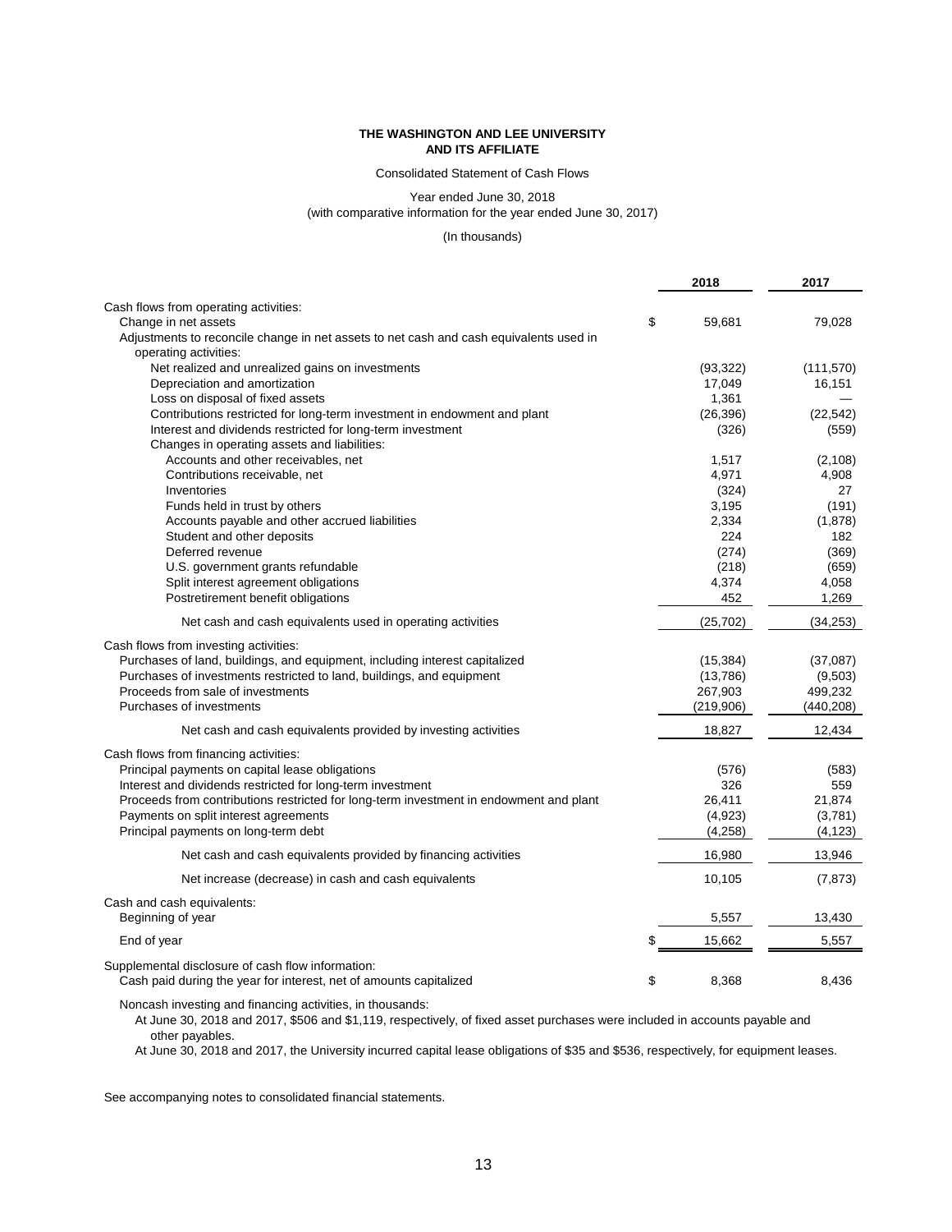# THE WASHINGTON AND LEE UNIVERSITY AND ITS AFFILIATE

Consolidated Statement of Cash Flows

Year ended June 30, 2018
(with comparative information for the year ended June 30, 2017)

(In thousands)

| | 2018 | 2017 |
|---|---|---|
| Cash flows from operating activities: | | |
| Change in net assets | $ 59,681 | 79,028 |
| Adjustments to reconcile change in net assets to net cash and cash equivalents used in operating activities: | | |
| Net realized and unrealized gains on investments | (93,322) | (111,570) |
| Depreciation and amortization | 17,049 | 16,151 |
| Loss on disposal of fixed assets | 1,361 | — |
| Contributions restricted for long-term investment in endowment and plant | (26,396) | (22,542) |
| Interest and dividends restricted for long-term investment | (326) | (559) |
| Changes in operating assets and liabilities: | | |
| Accounts and other receivables, net | 1,517 | (2,108) |
| Contributions receivable, net | 4,971 | 4,908 |
| Inventories | (324) | 27 |
| Funds held in trust by others | 3,195 | (191) |
| Accounts payable and other accrued liabilities | 2,334 | (1,878) |
| Student and other deposits | 224 | 182 |
| Deferred revenue | (274) | (369) |
| U.S. government grants refundable | (218) | (659) |
| Split interest agreement obligations | 4,374 | 4,058 |
| Postretirement benefit obligations | 452 | 1,269 |
| Net cash and cash equivalents used in operating activities | (25,702) | (34,253) |
| Cash flows from investing activities: | | |
| Purchases of land, buildings, and equipment, including interest capitalized | (15,384) | (37,087) |
| Purchases of investments restricted to land, buildings, and equipment | (13,786) | (9,503) |
| Proceeds from sale of investments | 267,903 | 499,232 |
| Purchases of investments | (219,906) | (440,208) |
| Net cash and cash equivalents provided by investing activities | 18,827 | 12,434 |
| Cash flows from financing activities: | | |
| Principal payments on capital lease obligations | (576) | (583) |
| Interest and dividends restricted for long-term investment | 326 | 559 |
| Proceeds from contributions restricted for long-term investment in endowment and plant | 26,411 | 21,874 |
| Payments on split interest agreements | (4,923) | (3,781) |
| Principal payments on long-term debt | (4,258) | (4,123) |
| Net cash and cash equivalents provided by financing activities | 16,980 | 13,946 |
| Net increase (decrease) in cash and cash equivalents | 10,105 | (7,873) |
| Cash and cash equivalents: | | |
| Beginning of year | 5,557 | 13,430 |
| End of year | $ 15,662 | 5,557 |
| Supplemental disclosure of cash flow information: | | |
| Cash paid during the year for interest, net of amounts capitalized | $ 8,368 | 8,436 |

Noncash investing and financing activities, in thousands:

At June 30, 2018 and 2017, $506 and $1,119, respectively, of fixed asset purchases were included in accounts payable and other payables.

At June 30, 2018 and 2017, the University incurred capital lease obligations of $35 and $536, respectively, for equipment leases.

See accompanying notes to consolidated financial statements.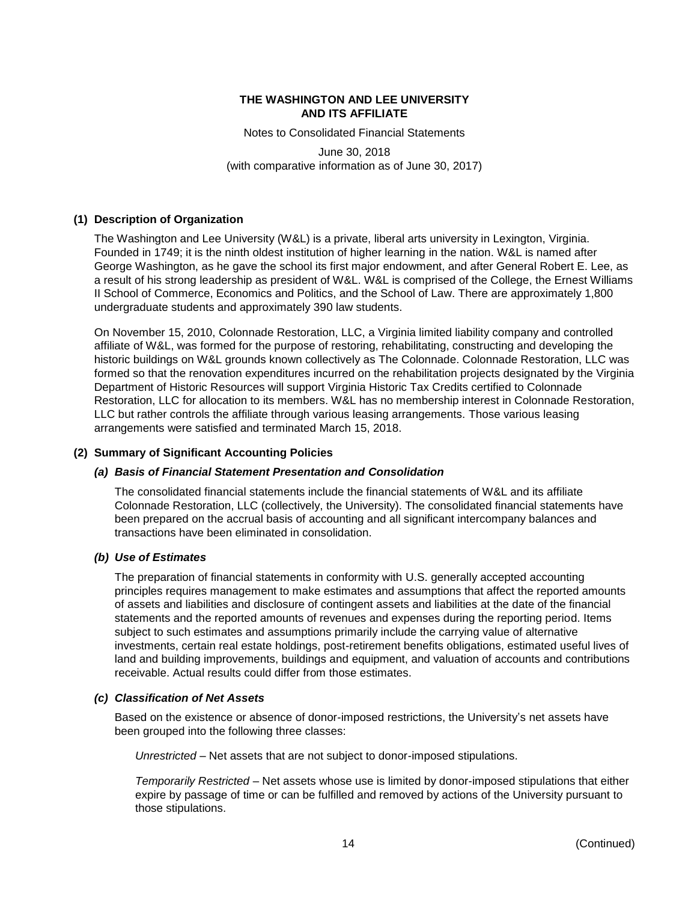**THE WASHINGTON AND LEE UNIVERSITY AND ITS AFFILIATE**

Notes to Consolidated Financial Statements

June 30, 2018
(with comparative information as of June 30, 2017)

## (1) Description of Organization

The Washington and Lee University (W&L) is a private, liberal arts university in Lexington, Virginia. Founded in 1749; it is the ninth oldest institution of higher learning in the nation. W&L is named after George Washington, as he gave the school its first major endowment, and after General Robert E. Lee, as a result of his strong leadership as president of W&L. W&L is comprised of the College, the Ernest Williams II School of Commerce, Economics and Politics, and the School of Law. There are approximately 1,800 undergraduate students and approximately 390 law students.

On November 15, 2010, Colonnade Restoration, LLC, a Virginia limited liability company and controlled affiliate of W&L, was formed for the purpose of restoring, rehabilitating, constructing and developing the historic buildings on W&L grounds known collectively as The Colonnade. Colonnade Restoration, LLC was formed so that the renovation expenditures incurred on the rehabilitation projects designated by the Virginia Department of Historic Resources will support Virginia Historic Tax Credits certified to Colonnade Restoration, LLC for allocation to its members. W&L has no membership interest in Colonnade Restoration, LLC but rather controls the affiliate through various leasing arrangements. Those various leasing arrangements were satisfied and terminated March 15, 2018.

## (2) Summary of Significant Accounting Policies

### *(a) Basis of Financial Statement Presentation and Consolidation*

The consolidated financial statements include the financial statements of W&L and its affiliate Colonnade Restoration, LLC (collectively, the University). The consolidated financial statements have been prepared on the accrual basis of accounting and all significant intercompany balances and transactions have been eliminated in consolidation.

### *(b) Use of Estimates*

The preparation of financial statements in conformity with U.S. generally accepted accounting principles requires management to make estimates and assumptions that affect the reported amounts of assets and liabilities and disclosure of contingent assets and liabilities at the date of the financial statements and the reported amounts of revenues and expenses during the reporting period. Items subject to such estimates and assumptions primarily include the carrying value of alternative investments, certain real estate holdings, post-retirement benefits obligations, estimated useful lives of land and building improvements, buildings and equipment, and valuation of accounts and contributions receivable. Actual results could differ from those estimates.

### *(c) Classification of Net Assets*

Based on the existence or absence of donor-imposed restrictions, the University's net assets have been grouped into the following three classes:

*Unrestricted* – Net assets that are not subject to donor-imposed stipulations.

*Temporarily Restricted* – Net assets whose use is limited by donor-imposed stipulations that either expire by passage of time or can be fulfilled and removed by actions of the University pursuant to those stipulations.

(Continued)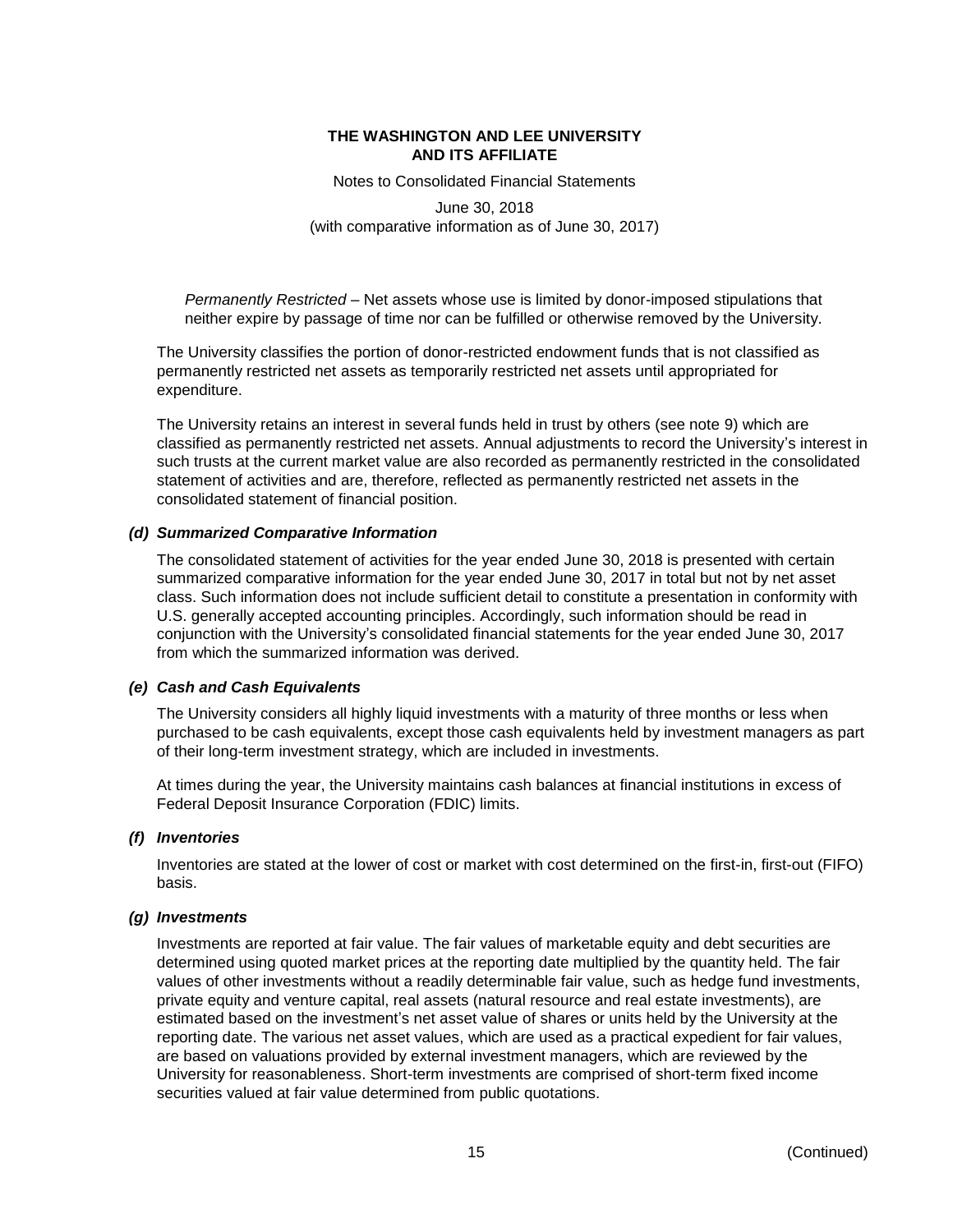*Permanently Restricted* – Net assets whose use is limited by donor-imposed stipulations that neither expire by passage of time nor can be fulfilled or otherwise removed by the University.

The University classifies the portion of donor-restricted endowment funds that is not classified as permanently restricted net assets as temporarily restricted net assets until appropriated for expenditure.

The University retains an interest in several funds held in trust by others (see note 9) which are classified as permanently restricted net assets. Annual adjustments to record the University's interest in such trusts at the current market value are also recorded as permanently restricted in the consolidated statement of activities and are, therefore, reflected as permanently restricted net assets in the consolidated statement of financial position.

### *(d) Summarized Comparative Information*

The consolidated statement of activities for the year ended June 30, 2018 is presented with certain summarized comparative information for the year ended June 30, 2017 in total but not by net asset class. Such information does not include sufficient detail to constitute a presentation in conformity with U.S. generally accepted accounting principles. Accordingly, such information should be read in conjunction with the University's consolidated financial statements for the year ended June 30, 2017 from which the summarized information was derived.

### *(e) Cash and Cash Equivalents*

The University considers all highly liquid investments with a maturity of three months or less when purchased to be cash equivalents, except those cash equivalents held by investment managers as part of their long-term investment strategy, which are included in investments.

At times during the year, the University maintains cash balances at financial institutions in excess of Federal Deposit Insurance Corporation (FDIC) limits.

### *(f) Inventories*

Inventories are stated at the lower of cost or market with cost determined on the first-in, first-out (FIFO) basis.

### *(g) Investments*

Investments are reported at fair value. The fair values of marketable equity and debt securities are determined using quoted market prices at the reporting date multiplied by the quantity held. The fair values of other investments without a readily determinable fair value, such as hedge fund investments, private equity and venture capital, real assets (natural resource and real estate investments), are estimated based on the investment's net asset value of shares or units held by the University at the reporting date. The various net asset values, which are used as a practical expedient for fair values, are based on valuations provided by external investment managers, which are reviewed by the University for reasonableness. Short-term investments are comprised of short-term fixed income securities valued at fair value determined from public quotations.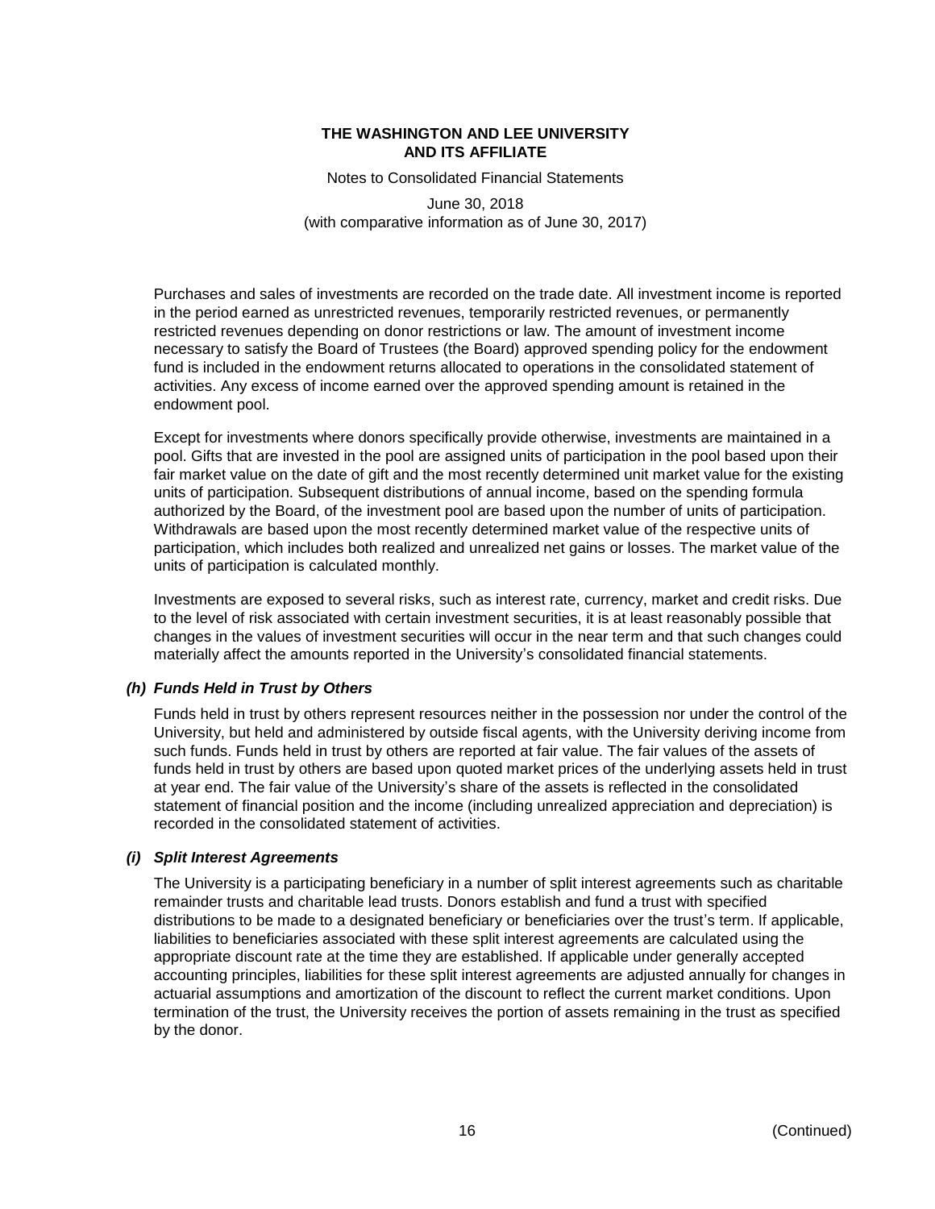Purchases and sales of investments are recorded on the trade date. All investment income is reported in the period earned as unrestricted revenues, temporarily restricted revenues, or permanently restricted revenues depending on donor restrictions or law. The amount of investment income necessary to satisfy the Board of Trustees (the Board) approved spending policy for the endowment fund is included in the endowment returns allocated to operations in the consolidated statement of activities. Any excess of income earned over the approved spending amount is retained in the endowment pool.

Except for investments where donors specifically provide otherwise, investments are maintained in a pool. Gifts that are invested in the pool are assigned units of participation in the pool based upon their fair market value on the date of gift and the most recently determined unit market value for the existing units of participation. Subsequent distributions of annual income, based on the spending formula authorized by the Board, of the investment pool are based upon the number of units of participation. Withdrawals are based upon the most recently determined market value of the respective units of participation, which includes both realized and unrealized net gains or losses. The market value of the units of participation is calculated monthly.

Investments are exposed to several risks, such as interest rate, currency, market and credit risks. Due to the level of risk associated with certain investment securities, it is at least reasonably possible that changes in the values of investment securities will occur in the near term and that such changes could materially affect the amounts reported in the University's consolidated financial statements.

### *(h) Funds Held in Trust by Others*

Funds held in trust by others represent resources neither in the possession nor under the control of the University, but held and administered by outside fiscal agents, with the University deriving income from such funds. Funds held in trust by others are reported at fair value. The fair values of the assets of funds held in trust by others are based upon quoted market prices of the underlying assets held in trust at year end. The fair value of the University's share of the assets is reflected in the consolidated statement of financial position and the income (including unrealized appreciation and depreciation) is recorded in the consolidated statement of activities.

### *(i) Split Interest Agreements*

The University is a participating beneficiary in a number of split interest agreements such as charitable remainder trusts and charitable lead trusts. Donors establish and fund a trust with specified distributions to be made to a designated beneficiary or beneficiaries over the trust's term. If applicable, liabilities to beneficiaries associated with these split interest agreements are calculated using the appropriate discount rate at the time they are established. If applicable under generally accepted accounting principles, liabilities for these split interest agreements are adjusted annually for changes in actuarial assumptions and amortization of the discount to reflect the current market conditions. Upon termination of the trust, the University receives the portion of assets remaining in the trust as specified by the donor.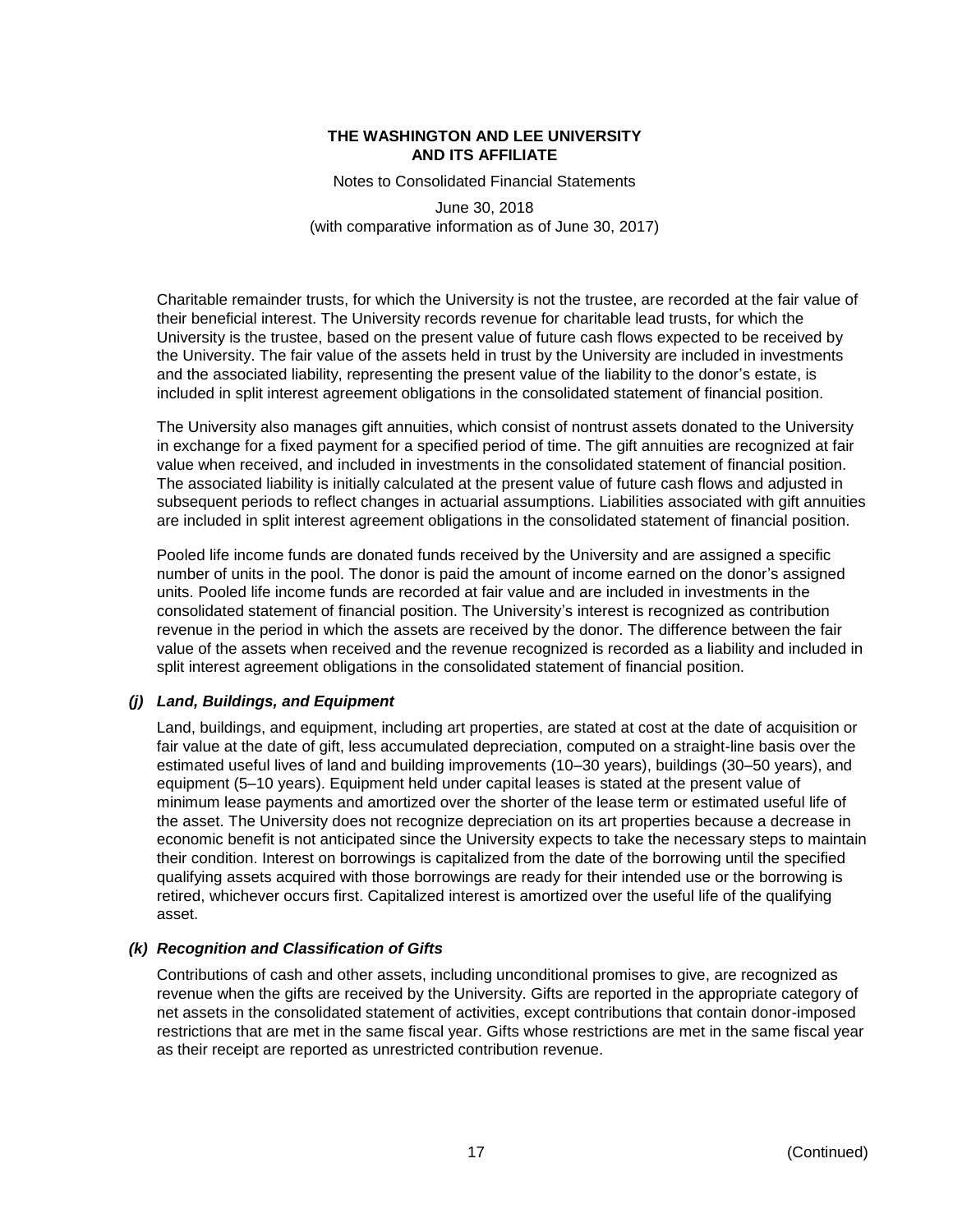Charitable remainder trusts, for which the University is not the trustee, are recorded at the fair value of their beneficial interest. The University records revenue for charitable lead trusts, for which the University is the trustee, based on the present value of future cash flows expected to be received by the University. The fair value of the assets held in trust by the University are included in investments and the associated liability, representing the present value of the liability to the donor's estate, is included in split interest agreement obligations in the consolidated statement of financial position.

The University also manages gift annuities, which consist of nontrust assets donated to the University in exchange for a fixed payment for a specified period of time. The gift annuities are recognized at fair value when received, and included in investments in the consolidated statement of financial position. The associated liability is initially calculated at the present value of future cash flows and adjusted in subsequent periods to reflect changes in actuarial assumptions. Liabilities associated with gift annuities are included in split interest agreement obligations in the consolidated statement of financial position.

Pooled life income funds are donated funds received by the University and are assigned a specific number of units in the pool. The donor is paid the amount of income earned on the donor's assigned units. Pooled life income funds are recorded at fair value and are included in investments in the consolidated statement of financial position. The University's interest is recognized as contribution revenue in the period in which the assets are received by the donor. The difference between the fair value of the assets when received and the revenue recognized is recorded as a liability and included in split interest agreement obligations in the consolidated statement of financial position.

### *(j) Land, Buildings, and Equipment*

Land, buildings, and equipment, including art properties, are stated at cost at the date of acquisition or fair value at the date of gift, less accumulated depreciation, computed on a straight-line basis over the estimated useful lives of land and building improvements (10–30 years), buildings (30–50 years), and equipment (5–10 years). Equipment held under capital leases is stated at the present value of minimum lease payments and amortized over the shorter of the lease term or estimated useful life of the asset. The University does not recognize depreciation on its art properties because a decrease in economic benefit is not anticipated since the University expects to take the necessary steps to maintain their condition. Interest on borrowings is capitalized from the date of the borrowing until the specified qualifying assets acquired with those borrowings are ready for their intended use or the borrowing is retired, whichever occurs first. Capitalized interest is amortized over the useful life of the qualifying asset.

### *(k) Recognition and Classification of Gifts*

Contributions of cash and other assets, including unconditional promises to give, are recognized as revenue when the gifts are received by the University. Gifts are reported in the appropriate category of net assets in the consolidated statement of activities, except contributions that contain donor-imposed restrictions that are met in the same fiscal year. Gifts whose restrictions are met in the same fiscal year as their receipt are reported as unrestricted contribution revenue.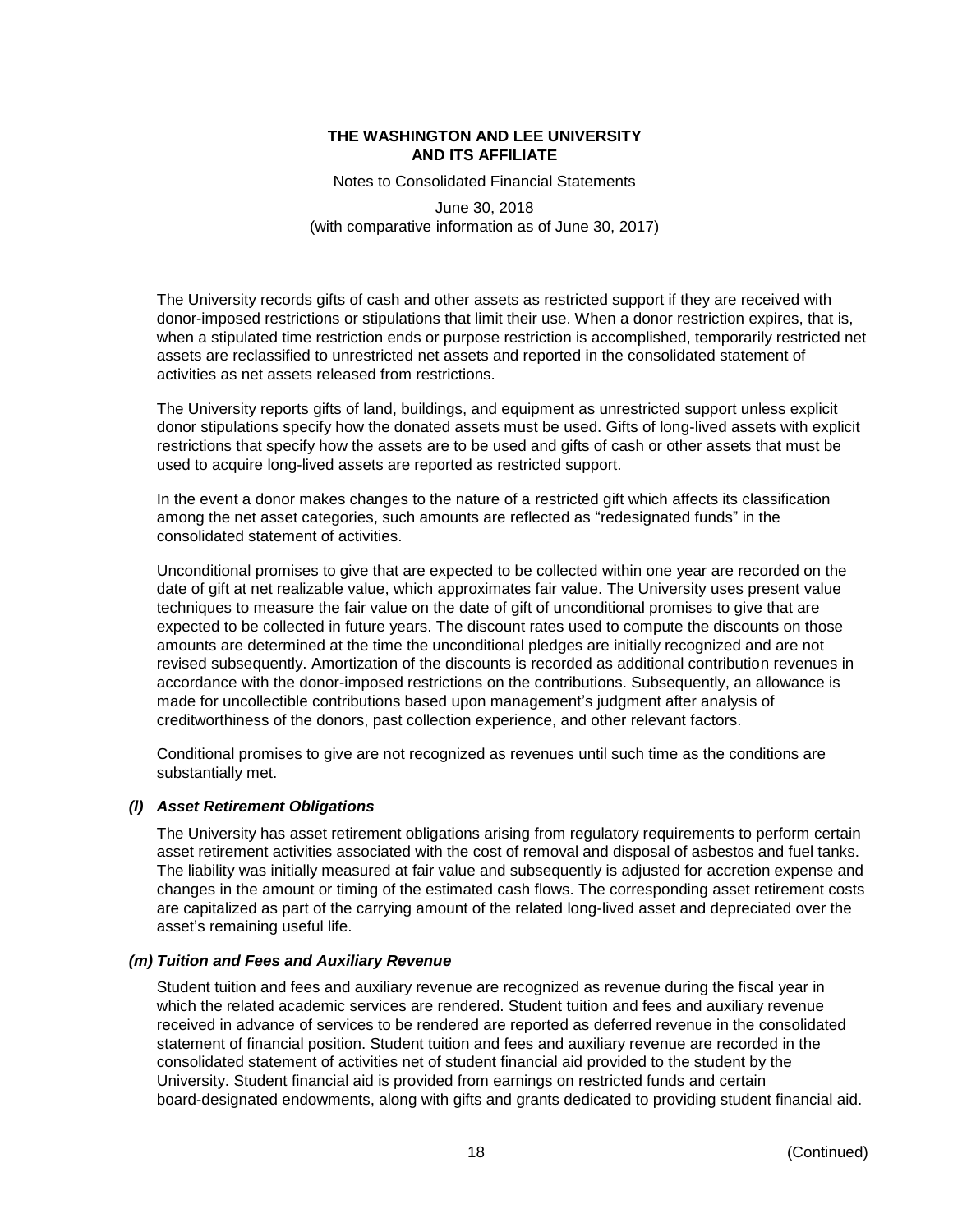The University records gifts of cash and other assets as restricted support if they are received with donor-imposed restrictions or stipulations that limit their use. When a donor restriction expires, that is, when a stipulated time restriction ends or purpose restriction is accomplished, temporarily restricted net assets are reclassified to unrestricted net assets and reported in the consolidated statement of activities as net assets released from restrictions.

The University reports gifts of land, buildings, and equipment as unrestricted support unless explicit donor stipulations specify how the donated assets must be used. Gifts of long-lived assets with explicit restrictions that specify how the assets are to be used and gifts of cash or other assets that must be used to acquire long-lived assets are reported as restricted support.

In the event a donor makes changes to the nature of a restricted gift which affects its classification among the net asset categories, such amounts are reflected as "redesignated funds" in the consolidated statement of activities.

Unconditional promises to give that are expected to be collected within one year are recorded on the date of gift at net realizable value, which approximates fair value. The University uses present value techniques to measure the fair value on the date of gift of unconditional promises to give that are expected to be collected in future years. The discount rates used to compute the discounts on those amounts are determined at the time the unconditional pledges are initially recognized and are not revised subsequently. Amortization of the discounts is recorded as additional contribution revenues in accordance with the donor-imposed restrictions on the contributions. Subsequently, an allowance is made for uncollectible contributions based upon management's judgment after analysis of creditworthiness of the donors, past collection experience, and other relevant factors.

Conditional promises to give are not recognized as revenues until such time as the conditions are substantially met.

### *(l) Asset Retirement Obligations*

The University has asset retirement obligations arising from regulatory requirements to perform certain asset retirement activities associated with the cost of removal and disposal of asbestos and fuel tanks. The liability was initially measured at fair value and subsequently is adjusted for accretion expense and changes in the amount or timing of the estimated cash flows. The corresponding asset retirement costs are capitalized as part of the carrying amount of the related long-lived asset and depreciated over the asset's remaining useful life.

### *(m) Tuition and Fees and Auxiliary Revenue*

Student tuition and fees and auxiliary revenue are recognized as revenue during the fiscal year in which the related academic services are rendered. Student tuition and fees and auxiliary revenue received in advance of services to be rendered are reported as deferred revenue in the consolidated statement of financial position. Student tuition and fees and auxiliary revenue are recorded in the consolidated statement of activities net of student financial aid provided to the student by the University. Student financial aid is provided from earnings on restricted funds and certain board-designated endowments, along with gifts and grants dedicated to providing student financial aid.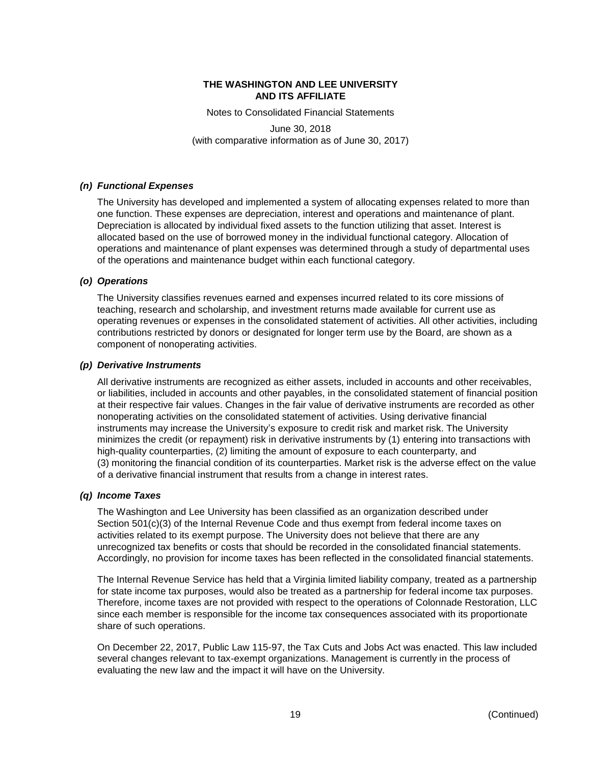### *(n) Functional Expenses*

The University has developed and implemented a system of allocating expenses related to more than one function. These expenses are depreciation, interest and operations and maintenance of plant. Depreciation is allocated by individual fixed assets to the function utilizing that asset. Interest is allocated based on the use of borrowed money in the individual functional category. Allocation of operations and maintenance of plant expenses was determined through a study of departmental uses of the operations and maintenance budget within each functional category.

### *(o) Operations*

The University classifies revenues earned and expenses incurred related to its core missions of teaching, research and scholarship, and investment returns made available for current use as operating revenues or expenses in the consolidated statement of activities. All other activities, including contributions restricted by donors or designated for longer term use by the Board, are shown as a component of nonoperating activities.

### *(p) Derivative Instruments*

All derivative instruments are recognized as either assets, included in accounts and other receivables, or liabilities, included in accounts and other payables, in the consolidated statement of financial position at their respective fair values. Changes in the fair value of derivative instruments are recorded as other nonoperating activities on the consolidated statement of activities. Using derivative financial instruments may increase the University's exposure to credit risk and market risk. The University minimizes the credit (or repayment) risk in derivative instruments by (1) entering into transactions with high-quality counterparties, (2) limiting the amount of exposure to each counterparty, and (3) monitoring the financial condition of its counterparties. Market risk is the adverse effect on the value of a derivative financial instrument that results from a change in interest rates.

### *(q) Income Taxes*

The Washington and Lee University has been classified as an organization described under Section 501(c)(3) of the Internal Revenue Code and thus exempt from federal income taxes on activities related to its exempt purpose. The University does not believe that there are any unrecognized tax benefits or costs that should be recorded in the consolidated financial statements. Accordingly, no provision for income taxes has been reflected in the consolidated financial statements.

The Internal Revenue Service has held that a Virginia limited liability company, treated as a partnership for state income tax purposes, would also be treated as a partnership for federal income tax purposes. Therefore, income taxes are not provided with respect to the operations of Colonnade Restoration, LLC since each member is responsible for the income tax consequences associated with its proportionate share of such operations.

On December 22, 2017, Public Law 115-97, the Tax Cuts and Jobs Act was enacted. This law included several changes relevant to tax-exempt organizations. Management is currently in the process of evaluating the new law and the impact it will have on the University.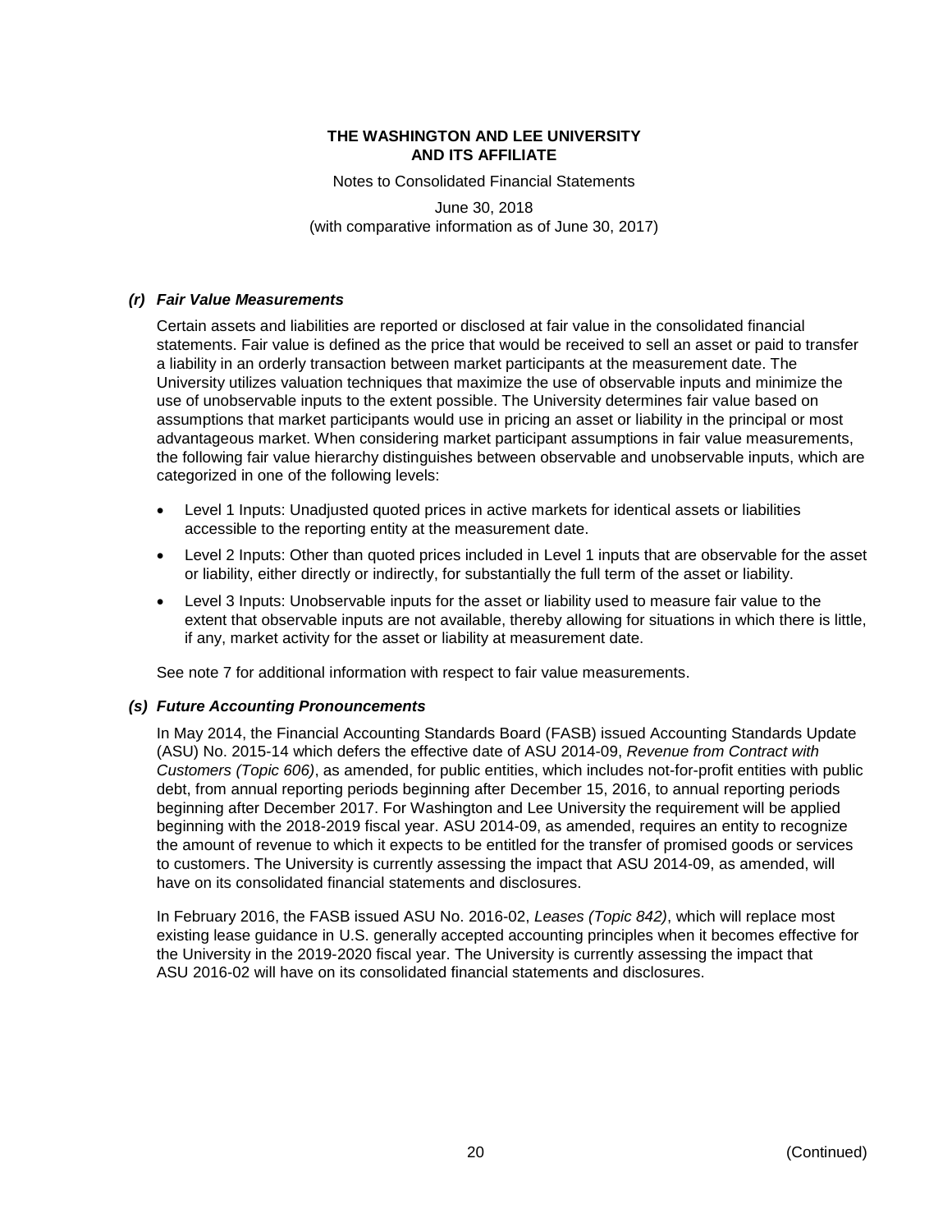### *(r) Fair Value Measurements*

Certain assets and liabilities are reported or disclosed at fair value in the consolidated financial statements. Fair value is defined as the price that would be received to sell an asset or paid to transfer a liability in an orderly transaction between market participants at the measurement date. The University utilizes valuation techniques that maximize the use of observable inputs and minimize the use of unobservable inputs to the extent possible. The University determines fair value based on assumptions that market participants would use in pricing an asset or liability in the principal or most advantageous market. When considering market participant assumptions in fair value measurements, the following fair value hierarchy distinguishes between observable and unobservable inputs, which are categorized in one of the following levels:

- Level 1 Inputs: Unadjusted quoted prices in active markets for identical assets or liabilities accessible to the reporting entity at the measurement date.
- Level 2 Inputs: Other than quoted prices included in Level 1 inputs that are observable for the asset or liability, either directly or indirectly, for substantially the full term of the asset or liability.
- Level 3 Inputs: Unobservable inputs for the asset or liability used to measure fair value to the extent that observable inputs are not available, thereby allowing for situations in which there is little, if any, market activity for the asset or liability at measurement date.

See note 7 for additional information with respect to fair value measurements.

### *(s) Future Accounting Pronouncements*

In May 2014, the Financial Accounting Standards Board (FASB) issued Accounting Standards Update (ASU) No. 2015-14 which defers the effective date of ASU 2014-09, *Revenue from Contract with Customers (Topic 606)*, as amended, for public entities, which includes not-for-profit entities with public debt, from annual reporting periods beginning after December 15, 2016, to annual reporting periods beginning after December 2017. For Washington and Lee University the requirement will be applied beginning with the 2018-2019 fiscal year. ASU 2014-09, as amended, requires an entity to recognize the amount of revenue to which it expects to be entitled for the transfer of promised goods or services to customers. The University is currently assessing the impact that ASU 2014-09, as amended, will have on its consolidated financial statements and disclosures.

In February 2016, the FASB issued ASU No. 2016-02, *Leases (Topic 842)*, which will replace most existing lease guidance in U.S. generally accepted accounting principles when it becomes effective for the University in the 2019-2020 fiscal year. The University is currently assessing the impact that ASU 2016-02 will have on its consolidated financial statements and disclosures.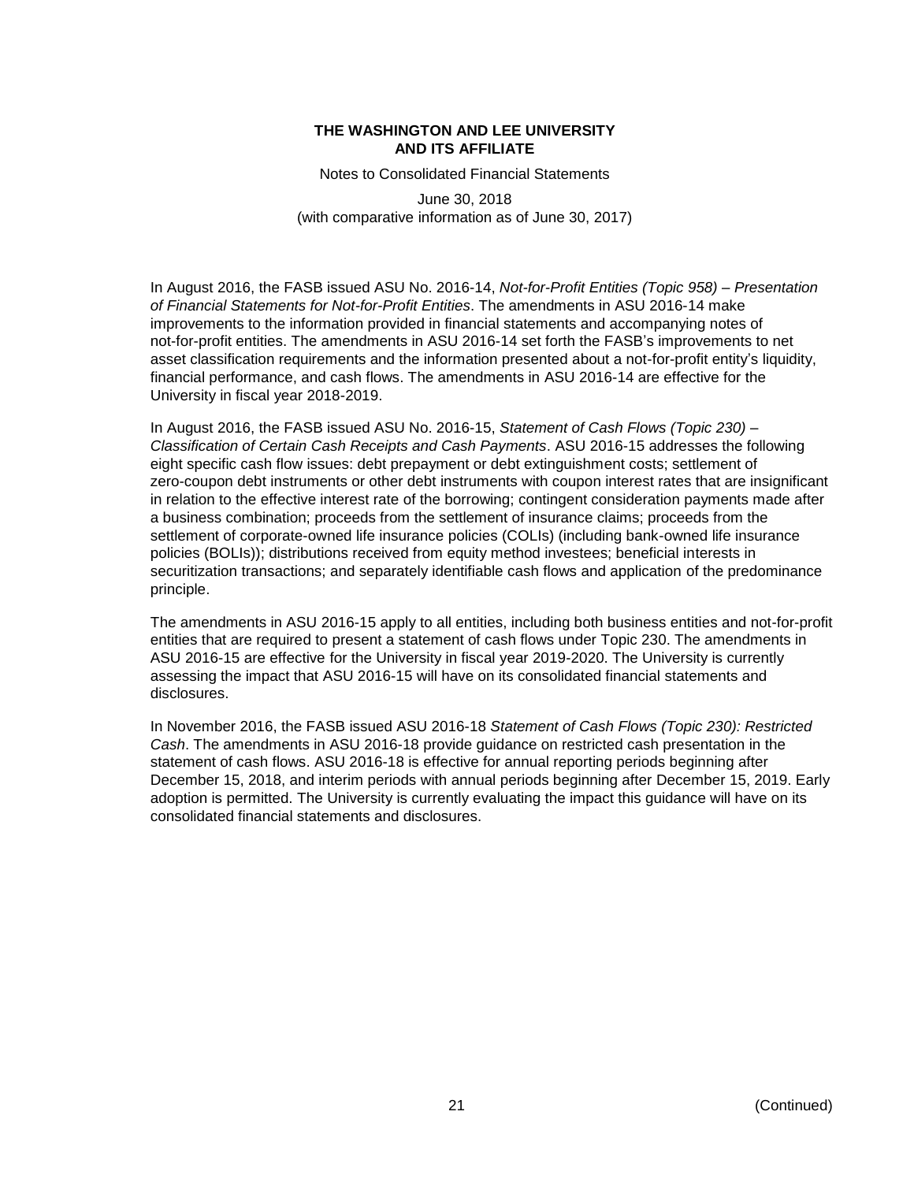In August 2016, the FASB issued ASU No. 2016-14, *Not-for-Profit Entities (Topic 958) – Presentation of Financial Statements for Not-for-Profit Entities*. The amendments in ASU 2016-14 make improvements to the information provided in financial statements and accompanying notes of not-for-profit entities. The amendments in ASU 2016-14 set forth the FASB's improvements to net asset classification requirements and the information presented about a not-for-profit entity's liquidity, financial performance, and cash flows. The amendments in ASU 2016-14 are effective for the University in fiscal year 2018-2019.

In August 2016, the FASB issued ASU No. 2016-15, *Statement of Cash Flows (Topic 230) – Classification of Certain Cash Receipts and Cash Payments*. ASU 2016-15 addresses the following eight specific cash flow issues: debt prepayment or debt extinguishment costs; settlement of zero-coupon debt instruments or other debt instruments with coupon interest rates that are insignificant in relation to the effective interest rate of the borrowing; contingent consideration payments made after a business combination; proceeds from the settlement of insurance claims; proceeds from the settlement of corporate-owned life insurance policies (COLIs) (including bank-owned life insurance policies (BOLIs)); distributions received from equity method investees; beneficial interests in securitization transactions; and separately identifiable cash flows and application of the predominance principle.

The amendments in ASU 2016-15 apply to all entities, including both business entities and not-for-profit entities that are required to present a statement of cash flows under Topic 230. The amendments in ASU 2016-15 are effective for the University in fiscal year 2019-2020. The University is currently assessing the impact that ASU 2016-15 will have on its consolidated financial statements and disclosures.

In November 2016, the FASB issued ASU 2016-18 *Statement of Cash Flows (Topic 230): Restricted Cash*. The amendments in ASU 2016-18 provide guidance on restricted cash presentation in the statement of cash flows. ASU 2016-18 is effective for annual reporting periods beginning after December 15, 2018, and interim periods with annual periods beginning after December 15, 2019. Early adoption is permitted. The University is currently evaluating the impact this guidance will have on its consolidated financial statements and disclosures.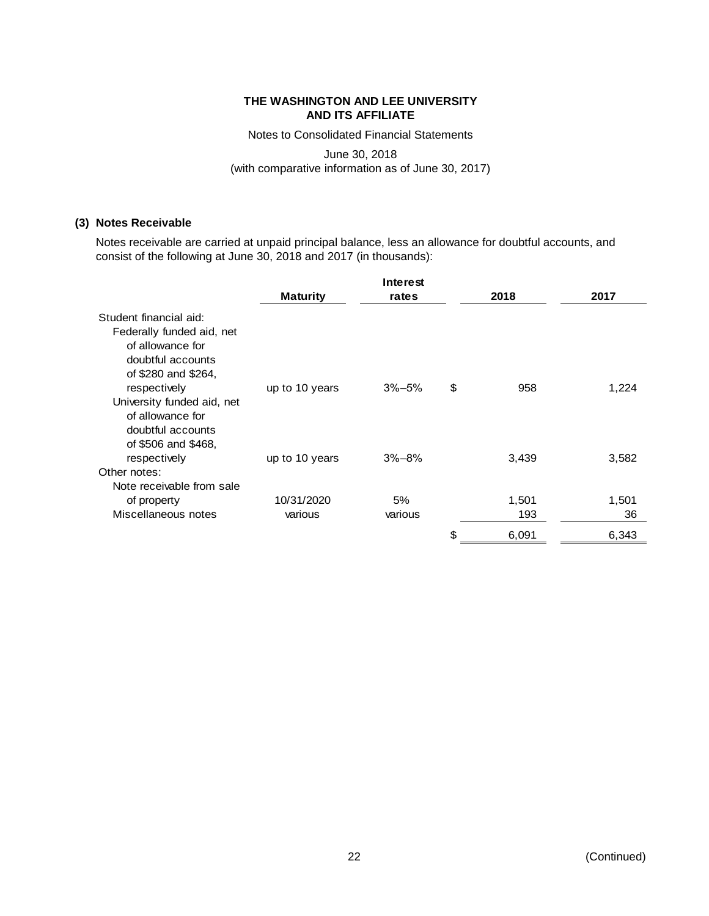**THE WASHINGTON AND LEE UNIVERSITY AND ITS AFFILIATE**

Notes to Consolidated Financial Statements

June 30, 2018
(with comparative information as of June 30, 2017)

### (3) Notes Receivable

Notes receivable are carried at unpaid principal balance, less an allowance for doubtful accounts, and consist of the following at June 30, 2018 and 2017 (in thousands):

| | Maturity | Interest rates | 2018 | 2017 |
|---|---|---|---|---|
| Student financial aid: | | | | |
| Federally funded aid, net of allowance for doubtful accounts of $280 and $264, respectively | up to 10 years | 3%–5% | $ 958 | 1,224 |
| University funded aid, net of allowance for doubtful accounts of $506 and $468, respectively | up to 10 years | 3%–8% | 3,439 | 3,582 |
| Other notes: | | | | |
| Note receivable from sale of property | 10/31/2020 | 5% | 1,501 | 1,501 |
| Miscellaneous notes | various | various | 193 | 36 |
| | | | $ 6,091 | 6,343 |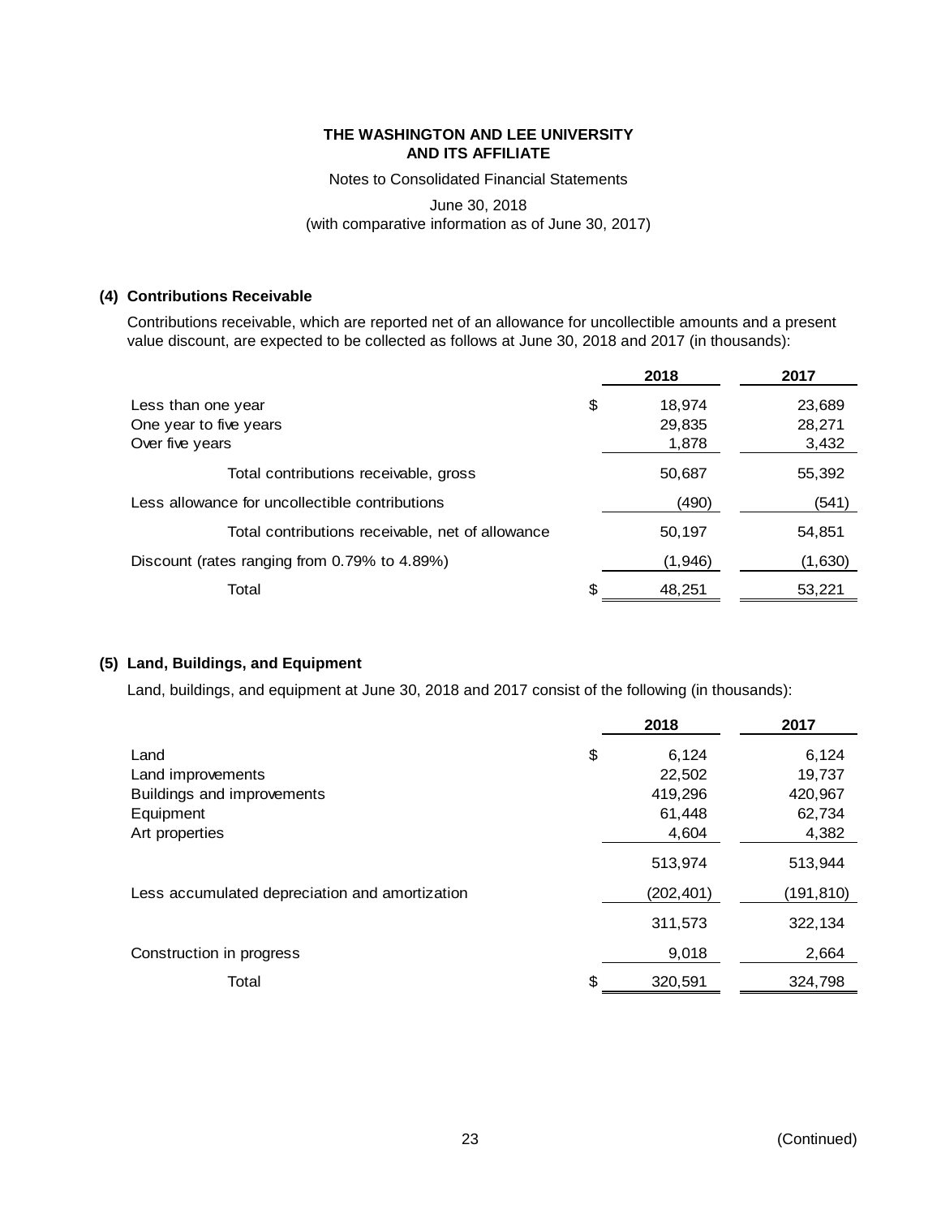# THE WASHINGTON AND LEE UNIVERSITY AND ITS AFFILIATE

Notes to Consolidated Financial Statements

June 30, 2018
(with comparative information as of June 30, 2017)

### (4) Contributions Receivable

Contributions receivable, which are reported net of an allowance for uncollectible amounts and a present value discount, are expected to be collected as follows at June 30, 2018 and 2017 (in thousands):

| | 2018 | 2017 |
|---|---|---|
| Less than one year | $ 18,974 | 23,689 |
| One year to five years | 29,835 | 28,271 |
| Over five years | 1,878 | 3,432 |
| Total contributions receivable, gross | 50,687 | 55,392 |
| Less allowance for uncollectible contributions | (490) | (541) |
| Total contributions receivable, net of allowance | 50,197 | 54,851 |
| Discount (rates ranging from 0.79% to 4.89%) | (1,946) | (1,630) |
| Total | $ 48,251 | 53,221 |

### (5) Land, Buildings, and Equipment

Land, buildings, and equipment at June 30, 2018 and 2017 consist of the following (in thousands):

| | 2018 | 2017 |
|---|---|---|
| Land | $ 6,124 | 6,124 |
| Land improvements | 22,502 | 19,737 |
| Buildings and improvements | 419,296 | 420,967 |
| Equipment | 61,448 | 62,734 |
| Art properties | 4,604 | 4,382 |
| | 513,974 | 513,944 |
| Less accumulated depreciation and amortization | (202,401) | (191,810) |
| | 311,573 | 322,134 |
| Construction in progress | 9,018 | 2,664 |
| Total | $ 320,591 | 324,798 |

(Continued)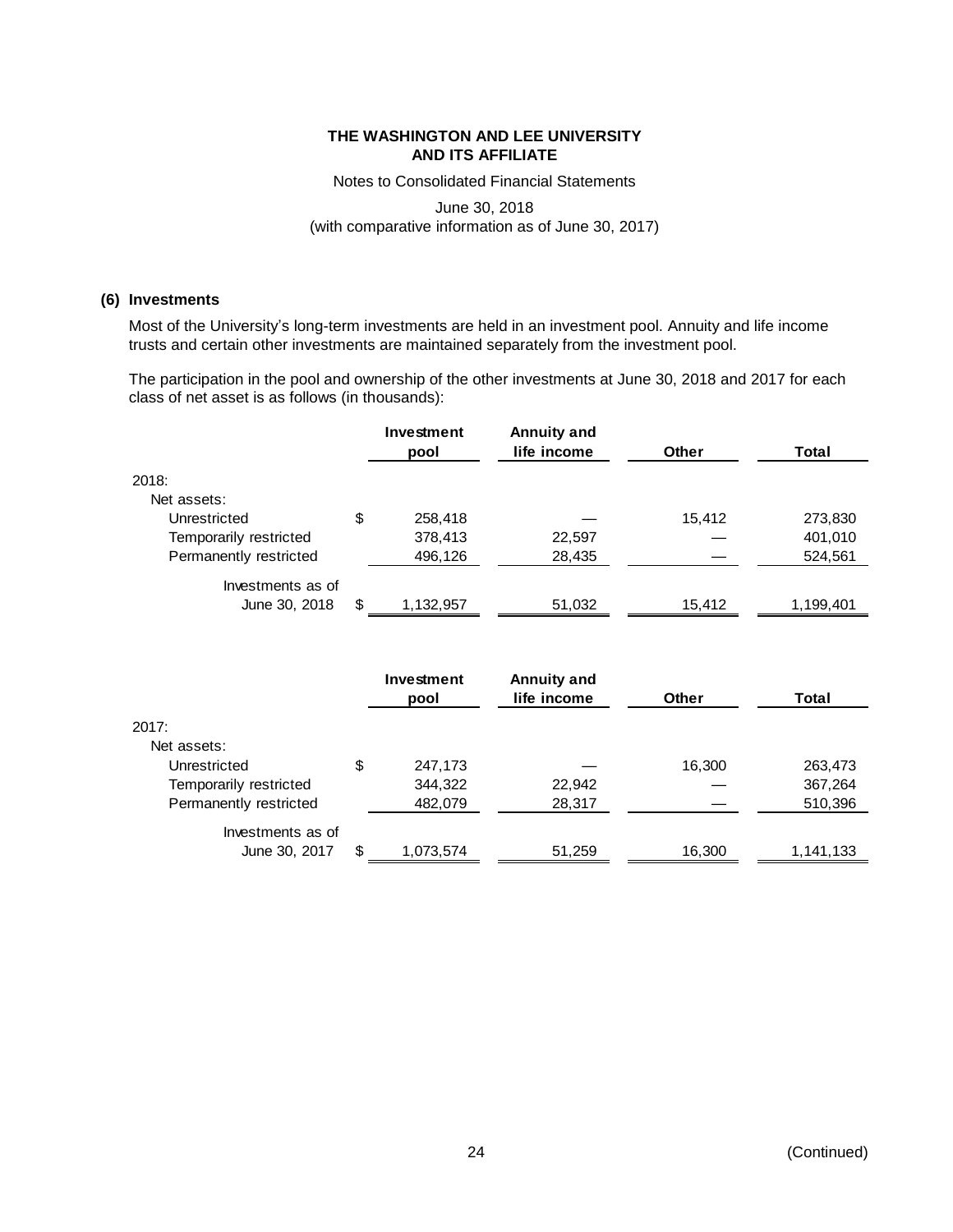THE WASHINGTON AND LEE UNIVERSITY
AND ITS AFFILIATE

Notes to Consolidated Financial Statements

June 30, 2018
(with comparative information as of June 30, 2017)

## (6) Investments

Most of the University's long-term investments are held in an investment pool. Annuity and life income trusts and certain other investments are maintained separately from the investment pool.

The participation in the pool and ownership of the other investments at June 30, 2018 and 2017 for each class of net asset is as follows (in thousands):

| | Investment pool | Annuity and life income | Other | Total |
|---|---|---|---|---|
| 2018: | | | | |
| Net assets: | | | | |
| Unrestricted | $ 258,418 | — | 15,412 | 273,830 |
| Temporarily restricted | 378,413 | 22,597 | — | 401,010 |
| Permanently restricted | 496,126 | 28,435 | — | 524,561 |
| Investments as of June 30, 2018 | $ 1,132,957 | 51,032 | 15,412 | 1,199,401 |

| | Investment pool | Annuity and life income | Other | Total |
|---|---|---|---|---|
| 2017: | | | | |
| Net assets: | | | | |
| Unrestricted | $ 247,173 | — | 16,300 | 263,473 |
| Temporarily restricted | 344,322 | 22,942 | — | 367,264 |
| Permanently restricted | 482,079 | 28,317 | — | 510,396 |
| Investments as of June 30, 2017 | $ 1,073,574 | 51,259 | 16,300 | 1,141,133 |

(Continued)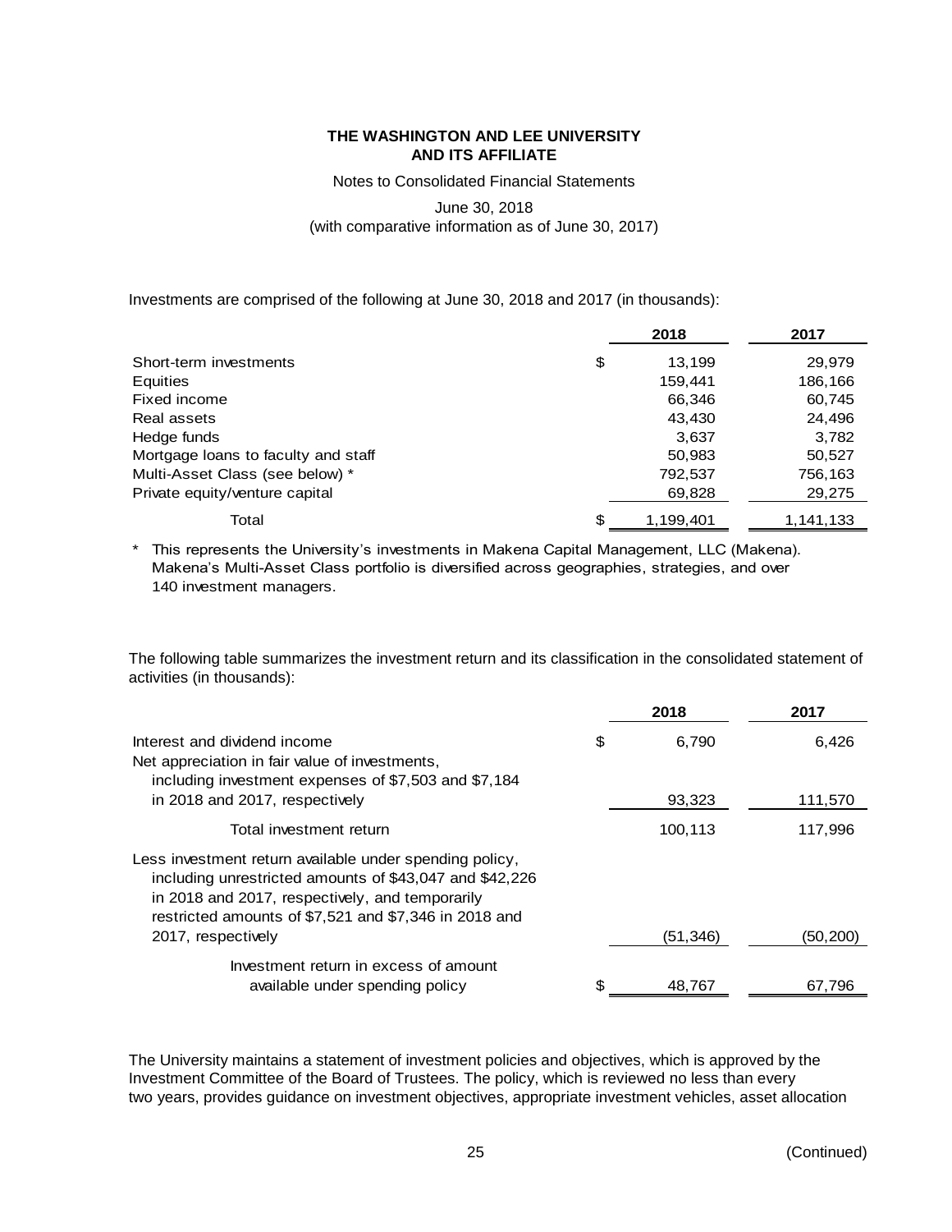Investments are comprised of the following at June 30, 2018 and 2017 (in thousands):

| | 2018 | 2017 |
|---|---|---|
| Short-term investments | $ 13,199 | 29,979 |
| Equities | 159,441 | 186,166 |
| Fixed income | 66,346 | 60,745 |
| Real assets | 43,430 | 24,496 |
| Hedge funds | 3,637 | 3,782 |
| Mortgage loans to faculty and staff | 50,983 | 50,527 |
| Multi-Asset Class (see below) * | 792,537 | 756,163 |
| Private equity/venture capital | 69,828 | 29,275 |
| Total | $ 1,199,401 | 1,141,133 |

\* This represents the University's investments in Makena Capital Management, LLC (Makena). Makena's Multi-Asset Class portfolio is diversified across geographies, strategies, and over 140 investment managers.

The following table summarizes the investment return and its classification in the consolidated statement of activities (in thousands):

| | 2018 | 2017 |
|---|---|---|
| Interest and dividend income | $ 6,790 | 6,426 |
| Net appreciation in fair value of investments, including investment expenses of $7,503 and $7,184 in 2018 and 2017, respectively | 93,323 | 111,570 |
| Total investment return | 100,113 | 117,996 |
| Less investment return available under spending policy, including unrestricted amounts of $43,047 and $42,226 in 2018 and 2017, respectively, and temporarily restricted amounts of $7,521 and $7,346 in 2018 and 2017, respectively | (51,346) | (50,200) |
| Investment return in excess of amount available under spending policy | $ 48,767 | 67,796 |

The University maintains a statement of investment policies and objectives, which is approved by the Investment Committee of the Board of Trustees. The policy, which is reviewed no less than every two years, provides guidance on investment objectives, appropriate investment vehicles, asset allocation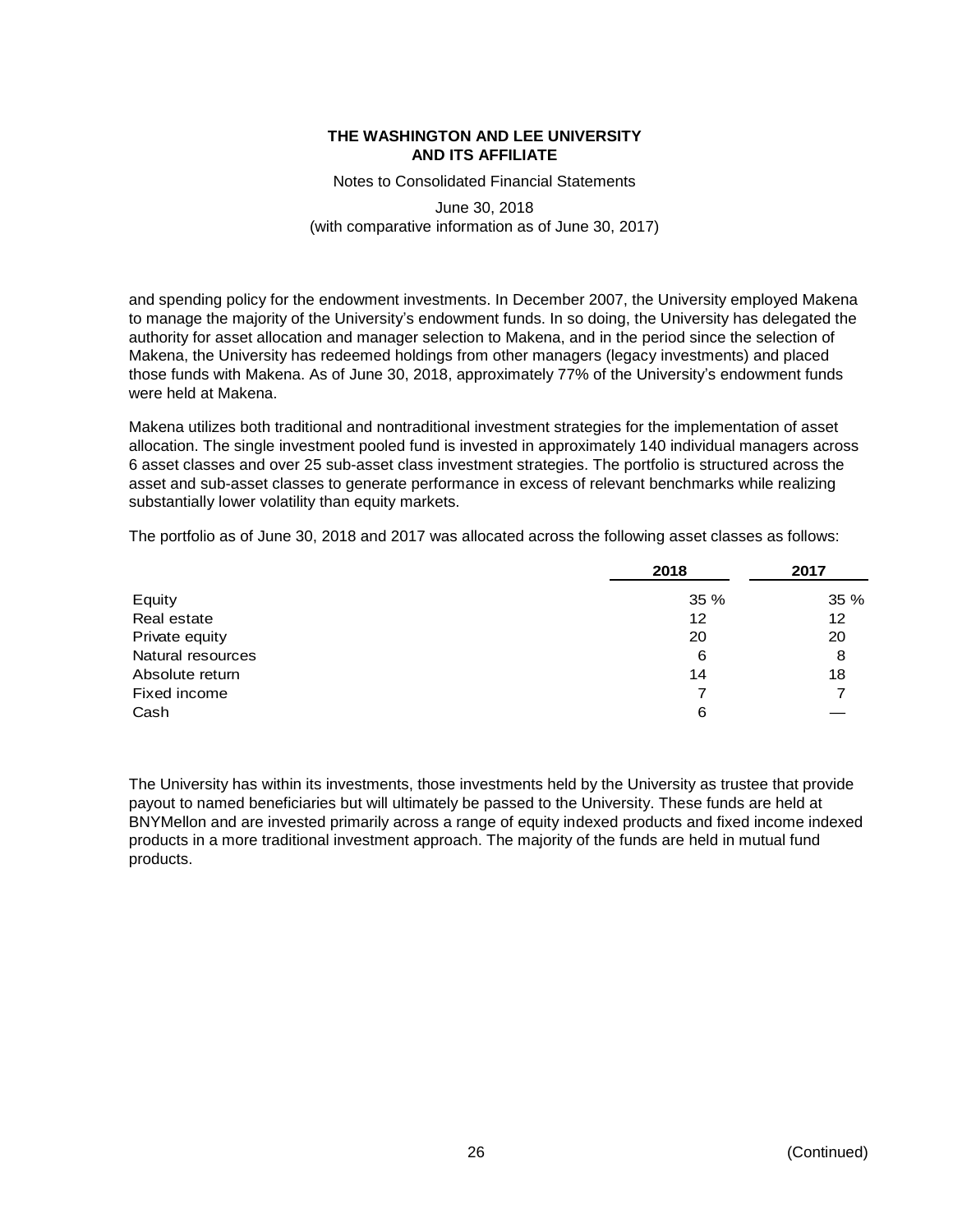and spending policy for the endowment investments. In December 2007, the University employed Makena to manage the majority of the University's endowment funds. In so doing, the University has delegated the authority for asset allocation and manager selection to Makena, and in the period since the selection of Makena, the University has redeemed holdings from other managers (legacy investments) and placed those funds with Makena. As of June 30, 2018, approximately 77% of the University's endowment funds were held at Makena.

Makena utilizes both traditional and nontraditional investment strategies for the implementation of asset allocation. The single investment pooled fund is invested in approximately 140 individual managers across 6 asset classes and over 25 sub-asset class investment strategies. The portfolio is structured across the asset and sub-asset classes to generate performance in excess of relevant benchmarks while realizing substantially lower volatility than equity markets.

The portfolio as of June 30, 2018 and 2017 was allocated across the following asset classes as follows:

| | 2018 | 2017 |
|---|---|---|
| Equity | 35 % | 35 % |
| Real estate | 12 | 12 |
| Private equity | 20 | 20 |
| Natural resources | 6 | 8 |
| Absolute return | 14 | 18 |
| Fixed income | 7 | 7 |
| Cash | 6 | — |

The University has within its investments, those investments held by the University as trustee that provide payout to named beneficiaries but will ultimately be passed to the University. These funds are held at BNYMellon and are invested primarily across a range of equity indexed products and fixed income indexed products in a more traditional investment approach. The majority of the funds are held in mutual fund products.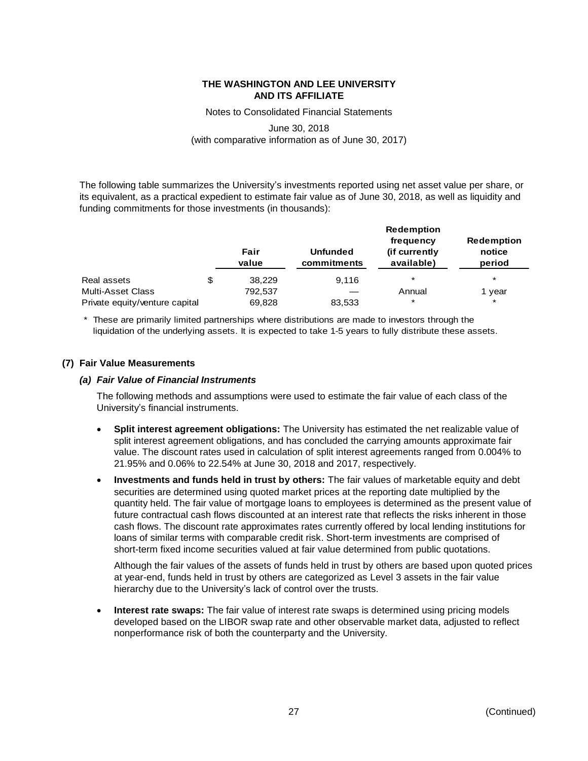The following table summarizes the University's investments reported using net asset value per share, or its equivalent, as a practical expedient to estimate fair value as of June 30, 2018, as well as liquidity and funding commitments for those investments (in thousands):

| | Fair value | Unfunded commitments | Redemption frequency (if currently available) | Redemption notice period |
|---|---|---|---|---|
| Real assets | $ 38,229 | 9,116 | * | * |
| Multi-Asset Class | 792,537 | — | Annual | 1 year |
| Private equity/venture capital | 69,828 | 83,533 | * | * |

\* These are primarily limited partnerships where distributions are made to investors through the liquidation of the underlying assets. It is expected to take 1-5 years to fully distribute these assets.

## (7) Fair Value Measurements

### *(a) Fair Value of Financial Instruments*

The following methods and assumptions were used to estimate the fair value of each class of the University's financial instruments.

- **Split interest agreement obligations:** The University has estimated the net realizable value of split interest agreement obligations, and has concluded the carrying amounts approximate fair value. The discount rates used in calculation of split interest agreements ranged from 0.004% to 21.95% and 0.06% to 22.54% at June 30, 2018 and 2017, respectively.
- **Investments and funds held in trust by others:** The fair values of marketable equity and debt securities are determined using quoted market prices at the reporting date multiplied by the quantity held. The fair value of mortgage loans to employees is determined as the present value of future contractual cash flows discounted at an interest rate that reflects the risks inherent in those cash flows. The discount rate approximates rates currently offered by local lending institutions for loans of similar terms with comparable credit risk. Short-term investments are comprised of short-term fixed income securities valued at fair value determined from public quotations.

  Although the fair values of the assets of funds held in trust by others are based upon quoted prices at year-end, funds held in trust by others are categorized as Level 3 assets in the fair value hierarchy due to the University's lack of control over the trusts.
- **Interest rate swaps:** The fair value of interest rate swaps is determined using pricing models developed based on the LIBOR swap rate and other observable market data, adjusted to reflect nonperformance risk of both the counterparty and the University.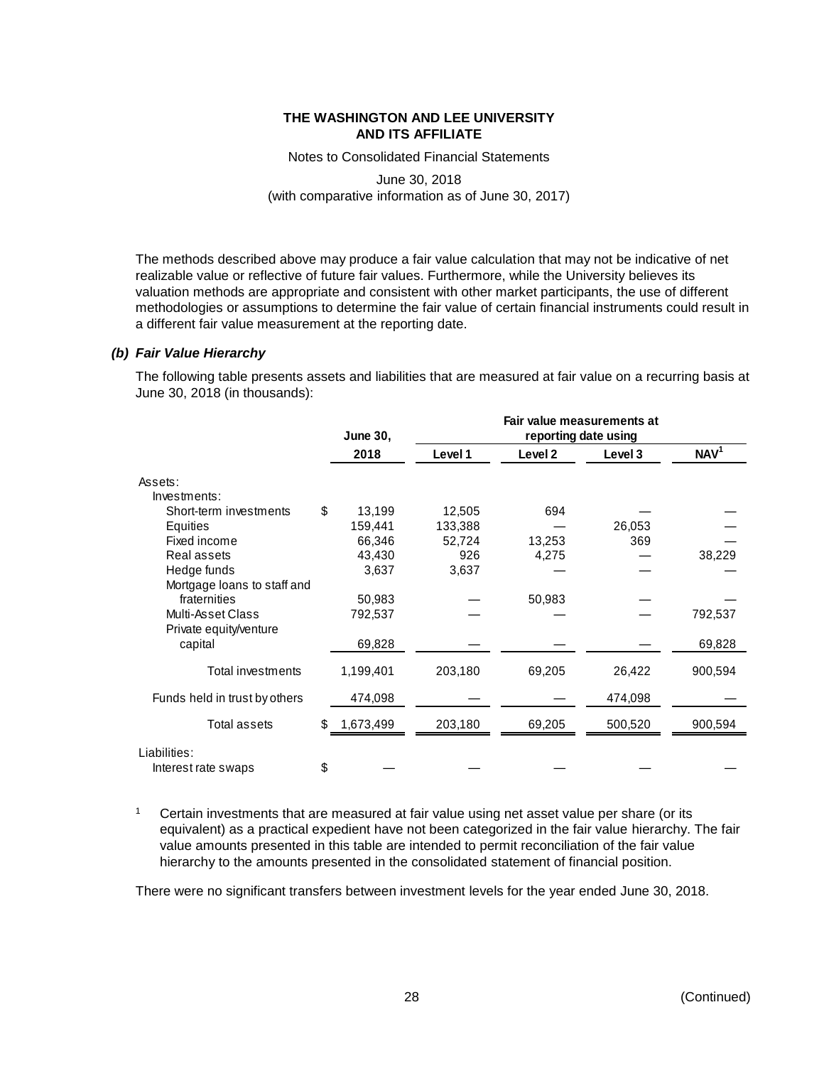# THE WASHINGTON AND LEE UNIVERSITY
# AND ITS AFFILIATE

Notes to Consolidated Financial Statements

June 30, 2018
(with comparative information as of June 30, 2017)

The methods described above may produce a fair value calculation that may not be indicative of net realizable value or reflective of future fair values. Furthermore, while the University believes its valuation methods are appropriate and consistent with other market participants, the use of different methodologies or assumptions to determine the fair value of certain financial instruments could result in a different fair value measurement at the reporting date.

### *(b) Fair Value Hierarchy*

The following table presents assets and liabilities that are measured at fair value on a recurring basis at June 30, 2018 (in thousands):

| | June 30, | Fair value measurements at reporting date using | | | |
|---|---|---|---|---|---|
| | 2018 | Level 1 | Level 2 | Level 3 | NAV[1] |
| Assets: | | | | | |
| Investments: | | | | | |
| Short-term investments | $ 13,199 | 12,505 | 694 | — | — |
| Equities | 159,441 | 133,388 | — | 26,053 | — |
| Fixed income | 66,346 | 52,724 | 13,253 | 369 | — |
| Real assets | 43,430 | 926 | 4,275 | — | 38,229 |
| Hedge funds | 3,637 | 3,637 | — | — | — |
| Mortgage loans to staff and fraternities | 50,983 | — | 50,983 | — | — |
| Multi-Asset Class | 792,537 | — | — | — | 792,537 |
| Private equity/venture capital | 69,828 | — | — | — | 69,828 |
| Total investments | 1,199,401 | 203,180 | 69,205 | 26,422 | 900,594 |
| Funds held in trust by others | 474,098 | — | — | 474,098 | — |
| Total assets | $ 1,673,499 | 203,180 | 69,205 | 500,520 | 900,594 |
| Liabilities: | | | | | |
| Interest rate swaps | $ — | — | — | — | — |

[1] Certain investments that are measured at fair value using net asset value per share (or its equivalent) as a practical expedient have not been categorized in the fair value hierarchy. The fair value amounts presented in this table are intended to permit reconciliation of the fair value hierarchy to the amounts presented in the consolidated statement of financial position.

There were no significant transfers between investment levels for the year ended June 30, 2018.

(Continued)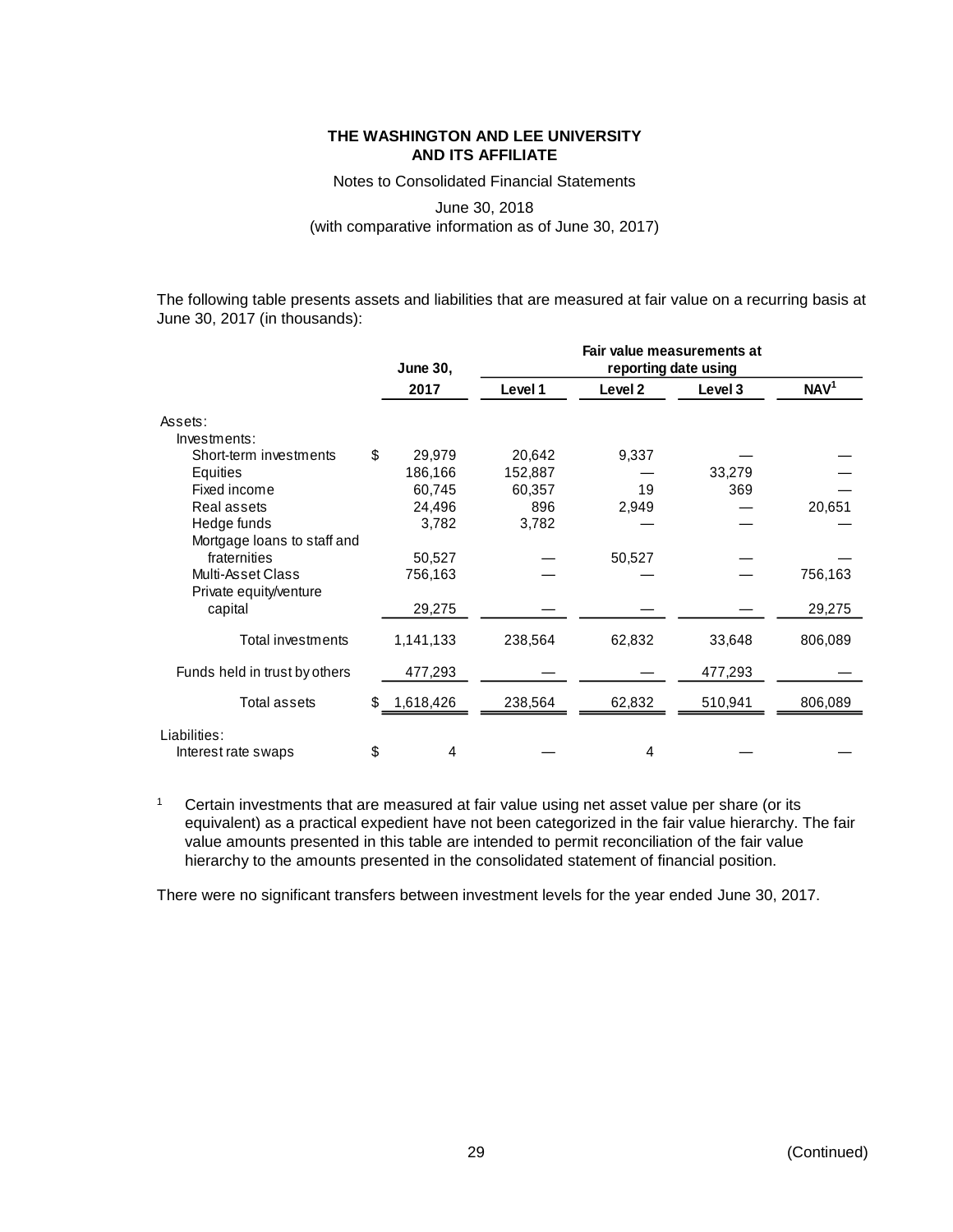**THE WASHINGTON AND LEE UNIVERSITY AND ITS AFFILIATE**

Notes to Consolidated Financial Statements

June 30, 2018
(with comparative information as of June 30, 2017)

The following table presents assets and liabilities that are measured at fair value on a recurring basis at June 30, 2017 (in thousands):

| | June 30, | Fair value measurements at reporting date using | | | |
|---|---|---|---|---|---|
| | 2017 | Level 1 | Level 2 | Level 3 | NAV[1] |
| Assets: | | | | | |
| Investments: | | | | | |
| Short-term investments | $ 29,979 | 20,642 | 9,337 | — | — |
| Equities | 186,166 | 152,887 | — | 33,279 | — |
| Fixed income | 60,745 | 60,357 | 19 | 369 | — |
| Real assets | 24,496 | 896 | 2,949 | — | 20,651 |
| Hedge funds | 3,782 | 3,782 | — | — | — |
| Mortgage loans to staff and fraternities | 50,527 | — | 50,527 | — | — |
| Multi-Asset Class | 756,163 | — | — | — | 756,163 |
| Private equity/venture capital | 29,275 | — | — | — | 29,275 |
| Total investments | 1,141,133 | 238,564 | 62,832 | 33,648 | 806,089 |
| Funds held in trust by others | 477,293 | — | — | 477,293 | — |
| Total assets | $ 1,618,426 | 238,564 | 62,832 | 510,941 | 806,089 |
| Liabilities: | | | | | |
| Interest rate swaps | $ 4 | — | 4 | — | — |

[1] Certain investments that are measured at fair value using net asset value per share (or its equivalent) as a practical expedient have not been categorized in the fair value hierarchy. The fair value amounts presented in this table are intended to permit reconciliation of the fair value hierarchy to the amounts presented in the consolidated statement of financial position.

There were no significant transfers between investment levels for the year ended June 30, 2017.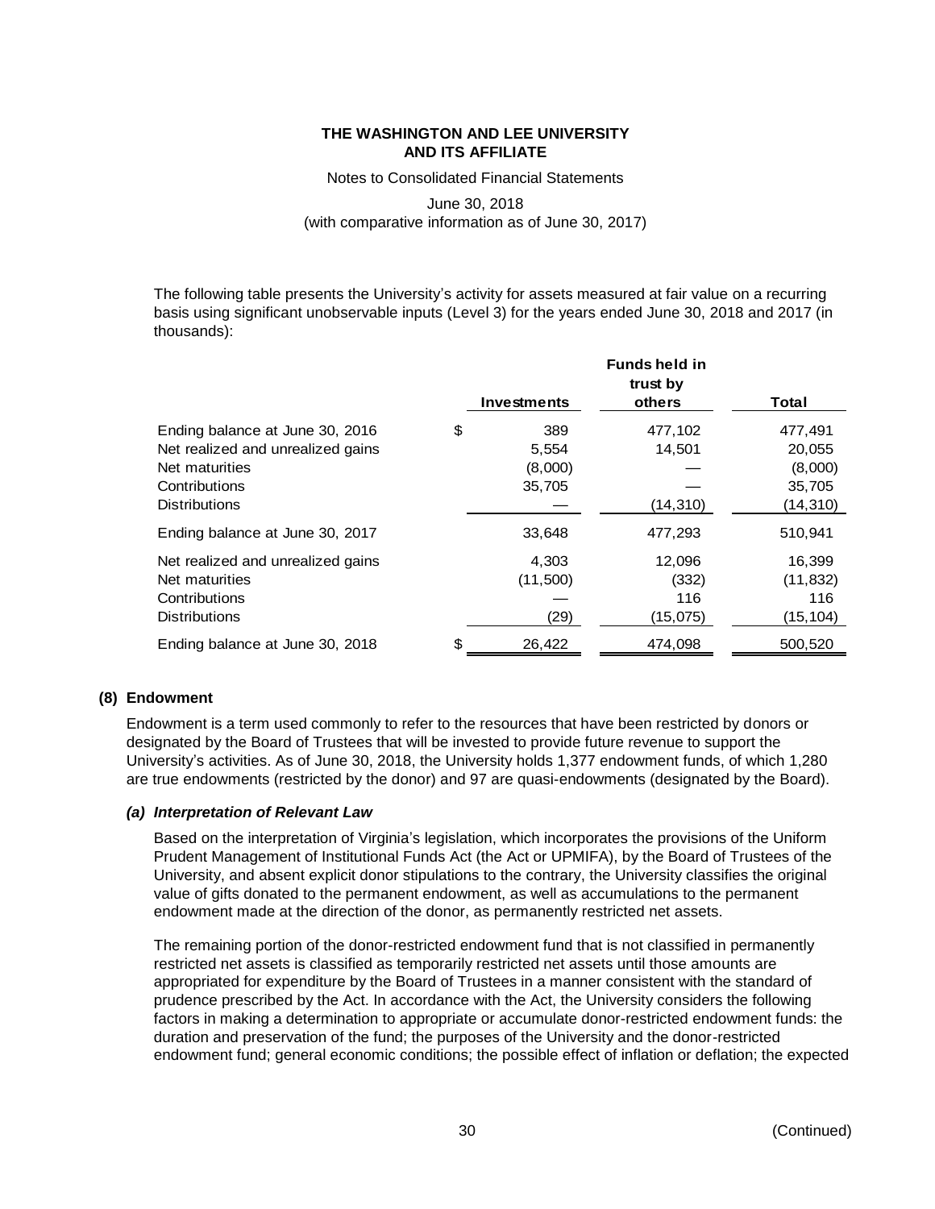The following table presents the University's activity for assets measured at fair value on a recurring basis using significant unobservable inputs (Level 3) for the years ended June 30, 2018 and 2017 (in thousands):

| | Investments | Funds held in trust by others | Total |
|---|---|---|---|
| Ending balance at June 30, 2016 | $ 389 | 477,102 | 477,491 |
| Net realized and unrealized gains | 5,554 | 14,501 | 20,055 |
| Net maturities | (8,000) | — | (8,000) |
| Contributions | 35,705 | — | 35,705 |
| Distributions | — | (14,310) | (14,310) |
| Ending balance at June 30, 2017 | 33,648 | 477,293 | 510,941 |
| Net realized and unrealized gains | 4,303 | 12,096 | 16,399 |
| Net maturities | (11,500) | (332) | (11,832) |
| Contributions | — | 116 | 116 |
| Distributions | (29) | (15,075) | (15,104) |
| Ending balance at June 30, 2018 | $ 26,422 | 474,098 | 500,520 |

## (8) Endowment

Endowment is a term used commonly to refer to the resources that have been restricted by donors or designated by the Board of Trustees that will be invested to provide future revenue to support the University's activities. As of June 30, 2018, the University holds 1,377 endowment funds, of which 1,280 are true endowments (restricted by the donor) and 97 are quasi-endowments (designated by the Board).

### *(a) Interpretation of Relevant Law*

Based on the interpretation of Virginia's legislation, which incorporates the provisions of the Uniform Prudent Management of Institutional Funds Act (the Act or UPMIFA), by the Board of Trustees of the University, and absent explicit donor stipulations to the contrary, the University classifies the original value of gifts donated to the permanent endowment, as well as accumulations to the permanent endowment made at the direction of the donor, as permanently restricted net assets.

The remaining portion of the donor-restricted endowment fund that is not classified in permanently restricted net assets is classified as temporarily restricted net assets until those amounts are appropriated for expenditure by the Board of Trustees in a manner consistent with the standard of prudence prescribed by the Act. In accordance with the Act, the University considers the following factors in making a determination to appropriate or accumulate donor-restricted endowment funds: the duration and preservation of the fund; the purposes of the University and the donor-restricted endowment fund; general economic conditions; the possible effect of inflation or deflation; the expected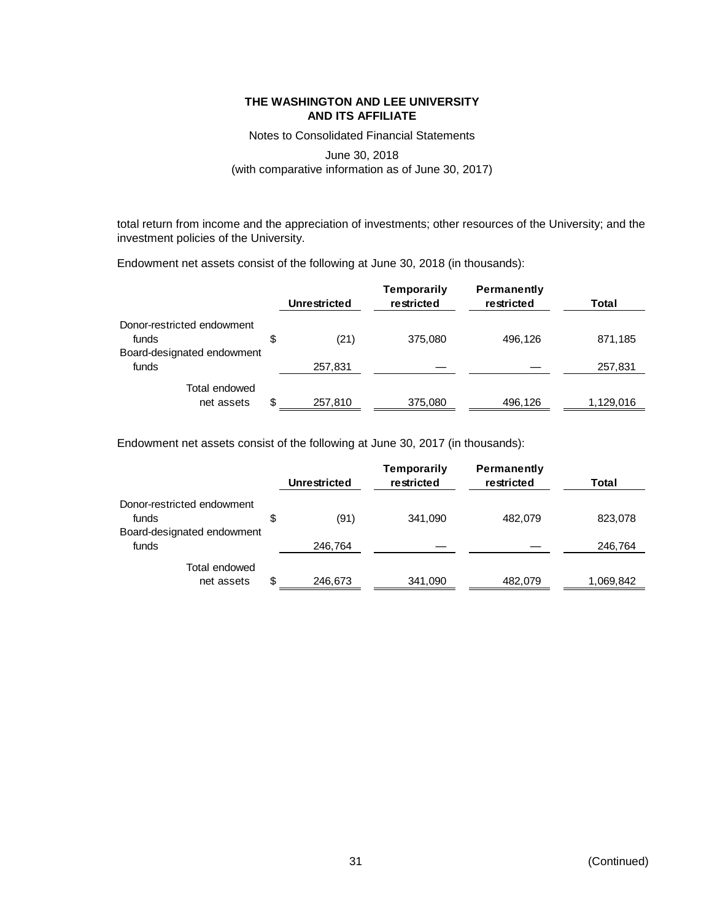total return from income and the appreciation of investments; other resources of the University; and the investment policies of the University.

Endowment net assets consist of the following at June 30, 2018 (in thousands):

| | Unrestricted | Temporarily restricted | Permanently restricted | Total |
|---|---|---|---|---|
| Donor-restricted endowment funds | $ (21) | 375,080 | 496,126 | 871,185 |
| Board-designated endowment funds | 257,831 | — | — | 257,831 |
| Total endowed net assets | $ 257,810 | 375,080 | 496,126 | 1,129,016 |

Endowment net assets consist of the following at June 30, 2017 (in thousands):

| | Unrestricted | Temporarily restricted | Permanently restricted | Total |
|---|---|---|---|---|
| Donor-restricted endowment funds | $ (91) | 341,090 | 482,079 | 823,078 |
| Board-designated endowment funds | 246,764 | — | — | 246,764 |
| Total endowed net assets | $ 246,673 | 341,090 | 482,079 | 1,069,842 |

(Continued)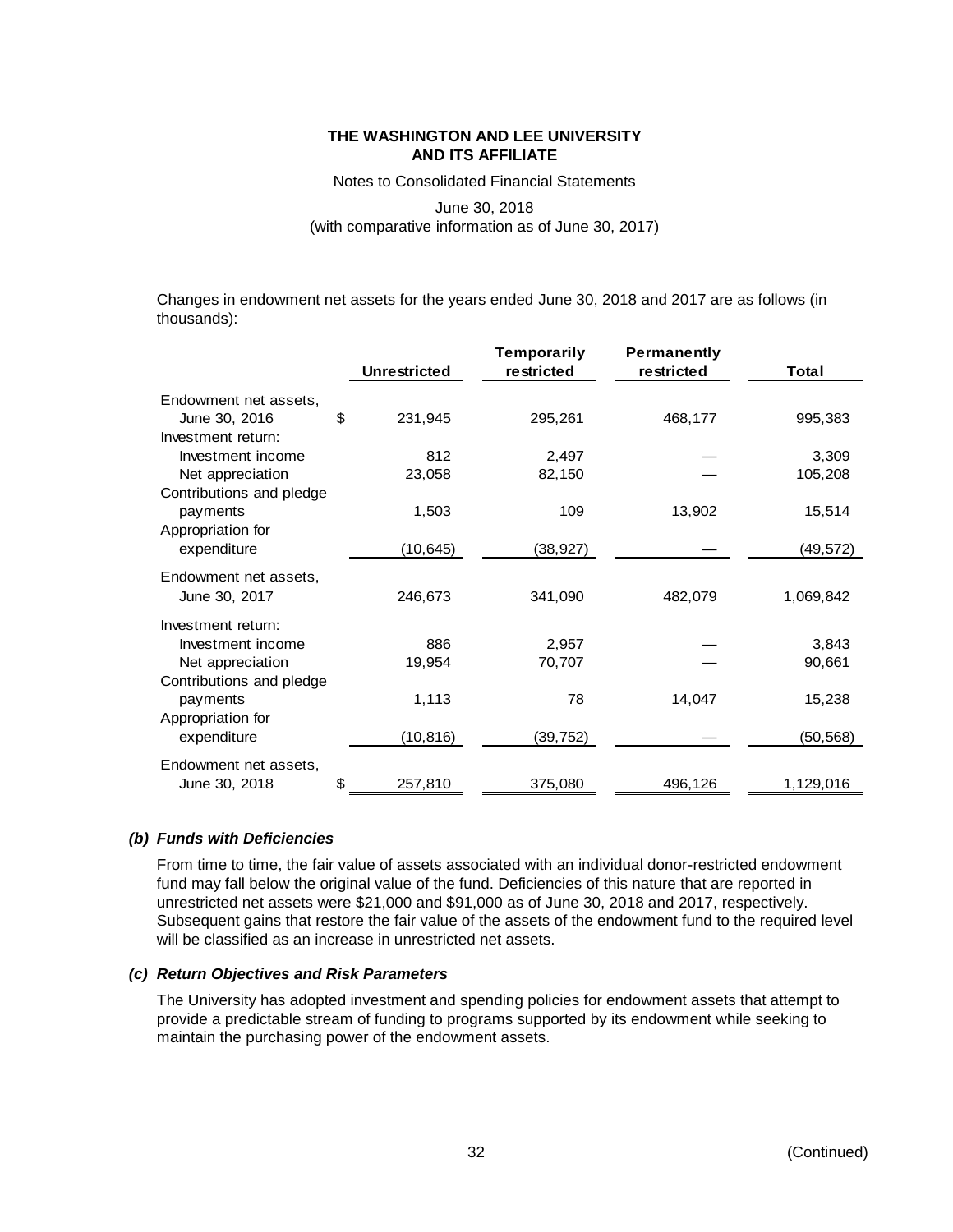Changes in endowment net assets for the years ended June 30, 2018 and 2017 are as follows (in thousands):

| | Unrestricted | Temporarily restricted | Permanently restricted | Total |
|---|---|---|---|---|
| Endowment net assets, June 30, 2016 | $ 231,945 | 295,261 | 468,177 | 995,383 |
| Investment return: | | | | |
| Investment income | 812 | 2,497 | — | 3,309 |
| Net appreciation | 23,058 | 82,150 | — | 105,208 |
| Contributions and pledge payments | 1,503 | 109 | 13,902 | 15,514 |
| Appropriation for expenditure | (10,645) | (38,927) | — | (49,572) |
| Endowment net assets, June 30, 2017 | 246,673 | 341,090 | 482,079 | 1,069,842 |
| Investment return: | | | | |
| Investment income | 886 | 2,957 | — | 3,843 |
| Net appreciation | 19,954 | 70,707 | — | 90,661 |
| Contributions and pledge payments | 1,113 | 78 | 14,047 | 15,238 |
| Appropriation for expenditure | (10,816) | (39,752) | — | (50,568) |
| Endowment net assets, June 30, 2018 | $ 257,810 | 375,080 | 496,126 | 1,129,016 |

### *(b) Funds with Deficiencies*

From time to time, the fair value of assets associated with an individual donor-restricted endowment fund may fall below the original value of the fund. Deficiencies of this nature that are reported in unrestricted net assets were $21,000 and $91,000 as of June 30, 2018 and 2017, respectively. Subsequent gains that restore the fair value of the assets of the endowment fund to the required level will be classified as an increase in unrestricted net assets.

### *(c) Return Objectives and Risk Parameters*

The University has adopted investment and spending policies for endowment assets that attempt to provide a predictable stream of funding to programs supported by its endowment while seeking to maintain the purchasing power of the endowment assets.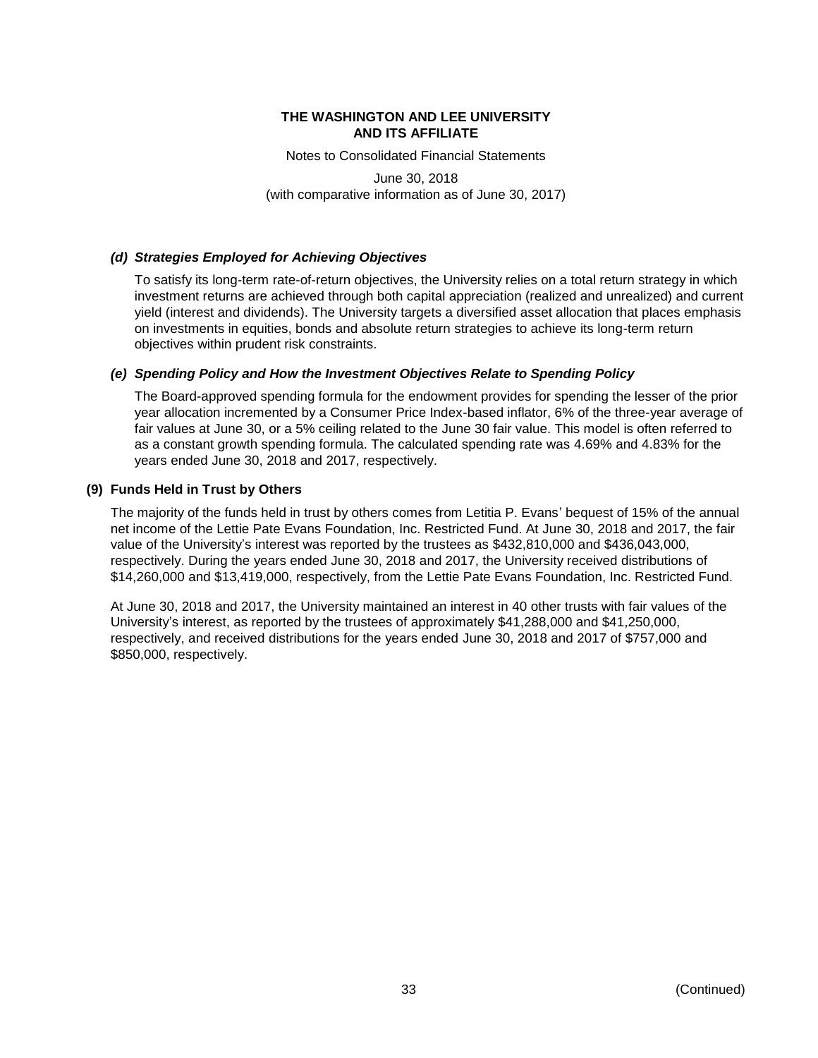#### *(d) Strategies Employed for Achieving Objectives*

To satisfy its long-term rate-of-return objectives, the University relies on a total return strategy in which investment returns are achieved through both capital appreciation (realized and unrealized) and current yield (interest and dividends). The University targets a diversified asset allocation that places emphasis on investments in equities, bonds and absolute return strategies to achieve its long-term return objectives within prudent risk constraints.

#### *(e) Spending Policy and How the Investment Objectives Relate to Spending Policy*

The Board-approved spending formula for the endowment provides for spending the lesser of the prior year allocation incremented by a Consumer Price Index-based inflator, 6% of the three-year average of fair values at June 30, or a 5% ceiling related to the June 30 fair value. This model is often referred to as a constant growth spending formula. The calculated spending rate was 4.69% and 4.83% for the years ended June 30, 2018 and 2017, respectively.

### (9) Funds Held in Trust by Others

The majority of the funds held in trust by others comes from Letitia P. Evans' bequest of 15% of the annual net income of the Lettie Pate Evans Foundation, Inc. Restricted Fund. At June 30, 2018 and 2017, the fair value of the University's interest was reported by the trustees as $432,810,000 and $436,043,000, respectively. During the years ended June 30, 2018 and 2017, the University received distributions of $14,260,000 and $13,419,000, respectively, from the Lettie Pate Evans Foundation, Inc. Restricted Fund.

At June 30, 2018 and 2017, the University maintained an interest in 40 other trusts with fair values of the University's interest, as reported by the trustees of approximately $41,288,000 and $41,250,000, respectively, and received distributions for the years ended June 30, 2018 and 2017 of $757,000 and $850,000, respectively.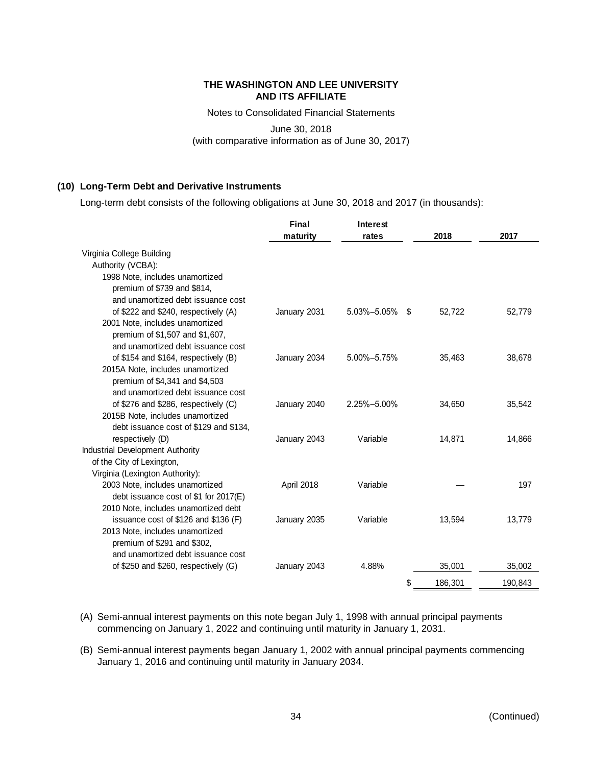**THE WASHINGTON AND LEE UNIVERSITY AND ITS AFFILIATE**

Notes to Consolidated Financial Statements

June 30, 2018

(with comparative information as of June 30, 2017)

**(10) Long-Term Debt and Derivative Instruments**

Long-term debt consists of the following obligations at June 30, 2018 and 2017 (in thousands):

| | Final maturity | Interest rates | 2018 | 2017 |
|---|---|---|---|---|
| Virginia College Building Authority (VCBA): | | | | |
| 1998 Note, includes unamortized premium of $739 and $814, and unamortized debt issuance cost of $222 and $240, respectively (A) | January 2031 | 5.03%–5.05% | $ 52,722 | 52,779 |
| 2001 Note, includes unamortized premium of $1,507 and $1,607, and unamortized debt issuance cost of $154 and $164, respectively (B) | January 2034 | 5.00%–5.75% | 35,463 | 38,678 |
| 2015A Note, includes unamortized premium of $4,341 and $4,503 and unamortized debt issuance cost of $276 and $286, respectively (C) | January 2040 | 2.25%–5.00% | 34,650 | 35,542 |
| 2015B Note, includes unamortized debt issuance cost of $129 and $134, respectively (D) | January 2043 | Variable | 14,871 | 14,866 |
| Industrial Development Authority of the City of Lexington, Virginia (Lexington Authority): | | | | |
| 2003 Note, includes unamortized debt issuance cost of $1 for 2017(E) | April 2018 | Variable | — | 197 |
| 2010 Note, includes unamortized debt issuance cost of $126 and $136 (F) | January 2035 | Variable | 13,594 | 13,779 |
| 2013 Note, includes unamortized premium of $291 and $302, and unamortized debt issuance cost of $250 and $260, respectively (G) | January 2043 | 4.88% | 35,001 | 35,002 |
| | | | $ 186,301 | 190,843 |

(A) Semi-annual interest payments on this note began July 1, 1998 with annual principal payments commencing on January 1, 2022 and continuing until maturity in January 1, 2031.

(B) Semi-annual interest payments began January 1, 2002 with annual principal payments commencing January 1, 2016 and continuing until maturity in January 2034.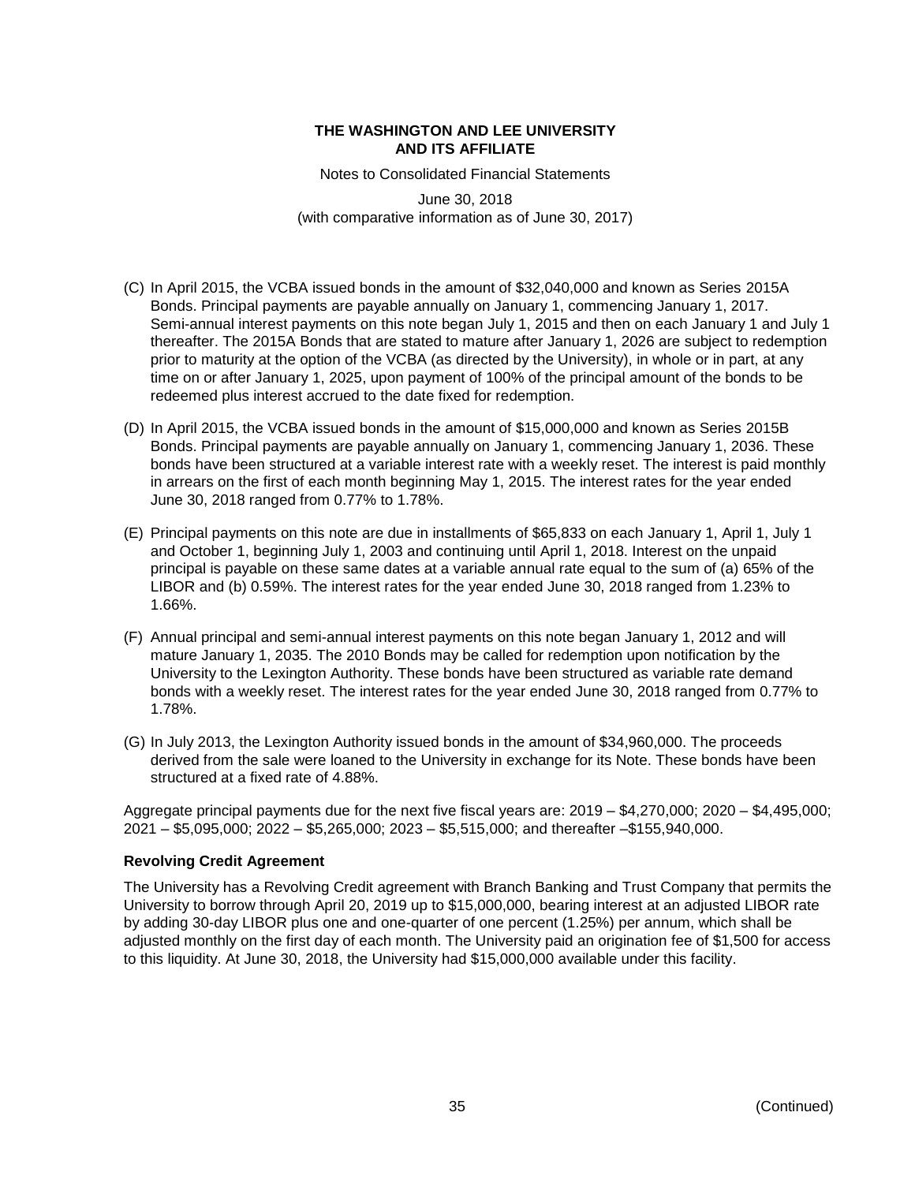(C) In April 2015, the VCBA issued bonds in the amount of $32,040,000 and known as Series 2015A Bonds. Principal payments are payable annually on January 1, commencing January 1, 2017. Semi-annual interest payments on this note began July 1, 2015 and then on each January 1 and July 1 thereafter. The 2015A Bonds that are stated to mature after January 1, 2026 are subject to redemption prior to maturity at the option of the VCBA (as directed by the University), in whole or in part, at any time on or after January 1, 2025, upon payment of 100% of the principal amount of the bonds to be redeemed plus interest accrued to the date fixed for redemption.

(D) In April 2015, the VCBA issued bonds in the amount of $15,000,000 and known as Series 2015B Bonds. Principal payments are payable annually on January 1, commencing January 1, 2036. These bonds have been structured at a variable interest rate with a weekly reset. The interest is paid monthly in arrears on the first of each month beginning May 1, 2015. The interest rates for the year ended June 30, 2018 ranged from 0.77% to 1.78%.

(E) Principal payments on this note are due in installments of $65,833 on each January 1, April 1, July 1 and October 1, beginning July 1, 2003 and continuing until April 1, 2018. Interest on the unpaid principal is payable on these same dates at a variable annual rate equal to the sum of (a) 65% of the LIBOR and (b) 0.59%. The interest rates for the year ended June 30, 2018 ranged from 1.23% to 1.66%.

(F) Annual principal and semi-annual interest payments on this note began January 1, 2012 and will mature January 1, 2035. The 2010 Bonds may be called for redemption upon notification by the University to the Lexington Authority. These bonds have been structured as variable rate demand bonds with a weekly reset. The interest rates for the year ended June 30, 2018 ranged from 0.77% to 1.78%.

(G) In July 2013, the Lexington Authority issued bonds in the amount of $34,960,000. The proceeds derived from the sale were loaned to the University in exchange for its Note. These bonds have been structured at a fixed rate of 4.88%.

Aggregate principal payments due for the next five fiscal years are: 2019 – $4,270,000; 2020 – $4,495,000; 2021 – $5,095,000; 2022 – $5,265,000; 2023 – $5,515,000; and thereafter –$155,940,000.

**Revolving Credit Agreement**

The University has a Revolving Credit agreement with Branch Banking and Trust Company that permits the University to borrow through April 20, 2019 up to $15,000,000, bearing interest at an adjusted LIBOR rate by adding 30-day LIBOR plus one and one-quarter of one percent (1.25%) per annum, which shall be adjusted monthly on the first day of each month. The University paid an origination fee of $1,500 for access to this liquidity. At June 30, 2018, the University had $15,000,000 available under this facility.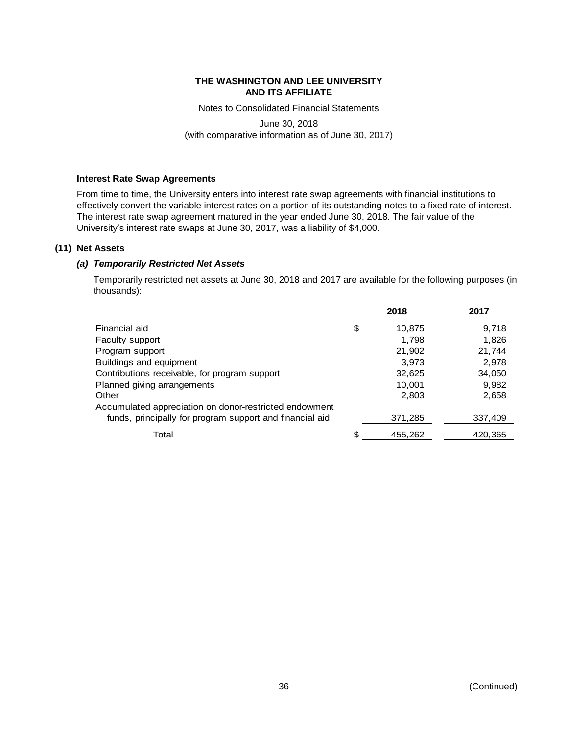### Interest Rate Swap Agreements

From time to time, the University enters into interest rate swap agreements with financial institutions to effectively convert the variable interest rates on a portion of its outstanding notes to a fixed rate of interest. The interest rate swap agreement matured in the year ended June 30, 2018. The fair value of the University's interest rate swaps at June 30, 2017, was a liability of $4,000.

## (11) Net Assets

### *(a) Temporarily Restricted Net Assets*

Temporarily restricted net assets at June 30, 2018 and 2017 are available for the following purposes (in thousands):

| | 2018 | 2017 |
|---|---|---|
| Financial aid | $ 10,875 | 9,718 |
| Faculty support | 1,798 | 1,826 |
| Program support | 21,902 | 21,744 |
| Buildings and equipment | 3,973 | 2,978 |
| Contributions receivable, for program support | 32,625 | 34,050 |
| Planned giving arrangements | 10,001 | 9,982 |
| Other | 2,803 | 2,658 |
| Accumulated appreciation on donor-restricted endowment funds, principally for program support and financial aid | 371,285 | 337,409 |
| Total | $ 455,262 | 420,365 |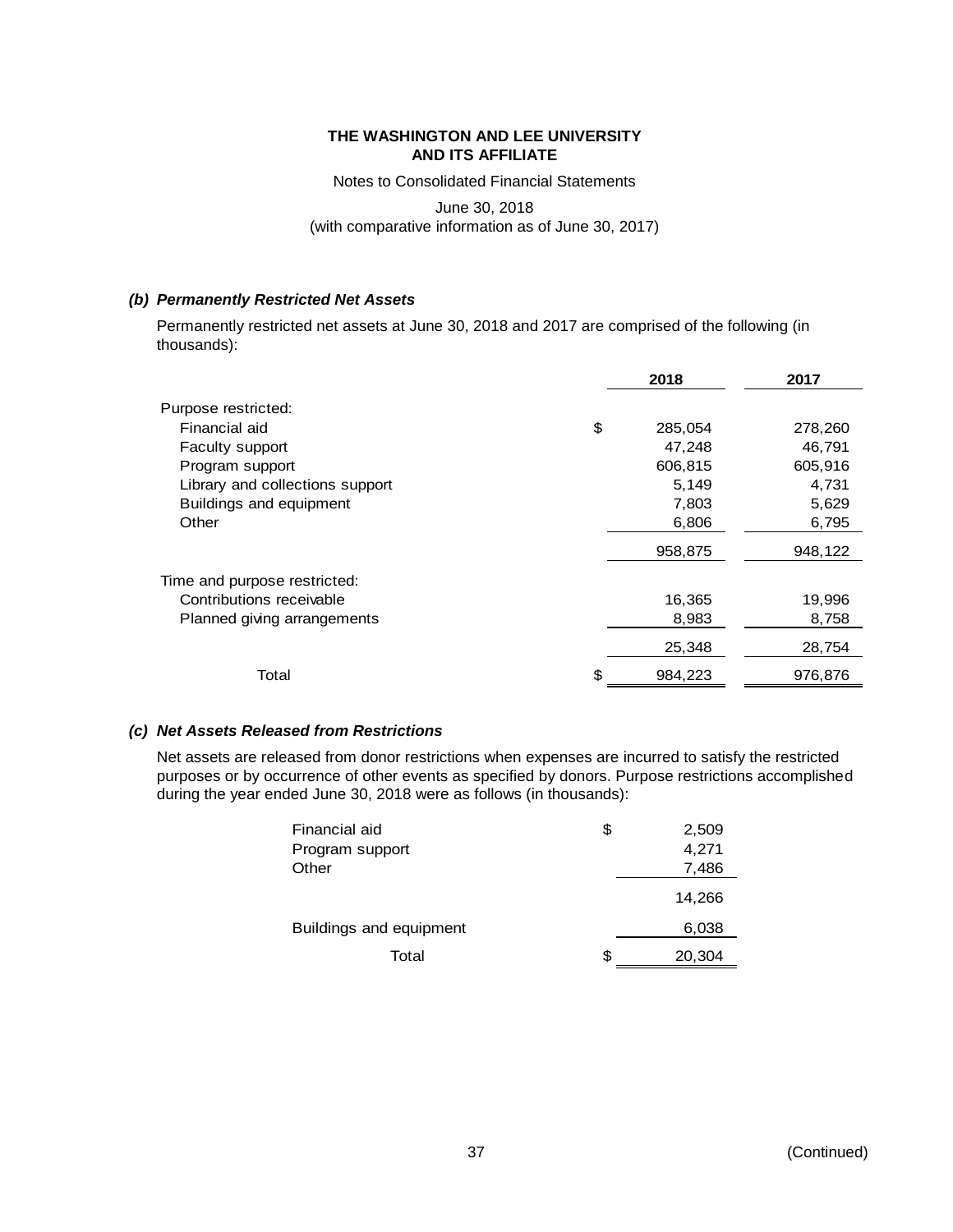**THE WASHINGTON AND LEE UNIVERSITY AND ITS AFFILIATE**

Notes to Consolidated Financial Statements

June 30, 2018
(with comparative information as of June 30, 2017)

### *(b) Permanently Restricted Net Assets*

Permanently restricted net assets at June 30, 2018 and 2017 are comprised of the following (in thousands):

| | 2018 | 2017 |
|---|---|---|
| Purpose restricted: | | |
| Financial aid | $ 285,054 | 278,260 |
| Faculty support | 47,248 | 46,791 |
| Program support | 606,815 | 605,916 |
| Library and collections support | 5,149 | 4,731 |
| Buildings and equipment | 7,803 | 5,629 |
| Other | 6,806 | 6,795 |
| | 958,875 | 948,122 |
| Time and purpose restricted: | | |
| Contributions receivable | 16,365 | 19,996 |
| Planned giving arrangements | 8,983 | 8,758 |
| | 25,348 | 28,754 |
| Total | $ 984,223 | 976,876 |

### *(c) Net Assets Released from Restrictions*

Net assets are released from donor restrictions when expenses are incurred to satisfy the restricted purposes or by occurrence of other events as specified by donors. Purpose restrictions accomplished during the year ended June 30, 2018 were as follows (in thousands):

| | |
|---|---|
| Financial aid | $ 2,509 |
| Program support | 4,271 |
| Other | 7,486 |
| | 14,266 |
| Buildings and equipment | 6,038 |
| Total | $ 20,304 |

(Continued)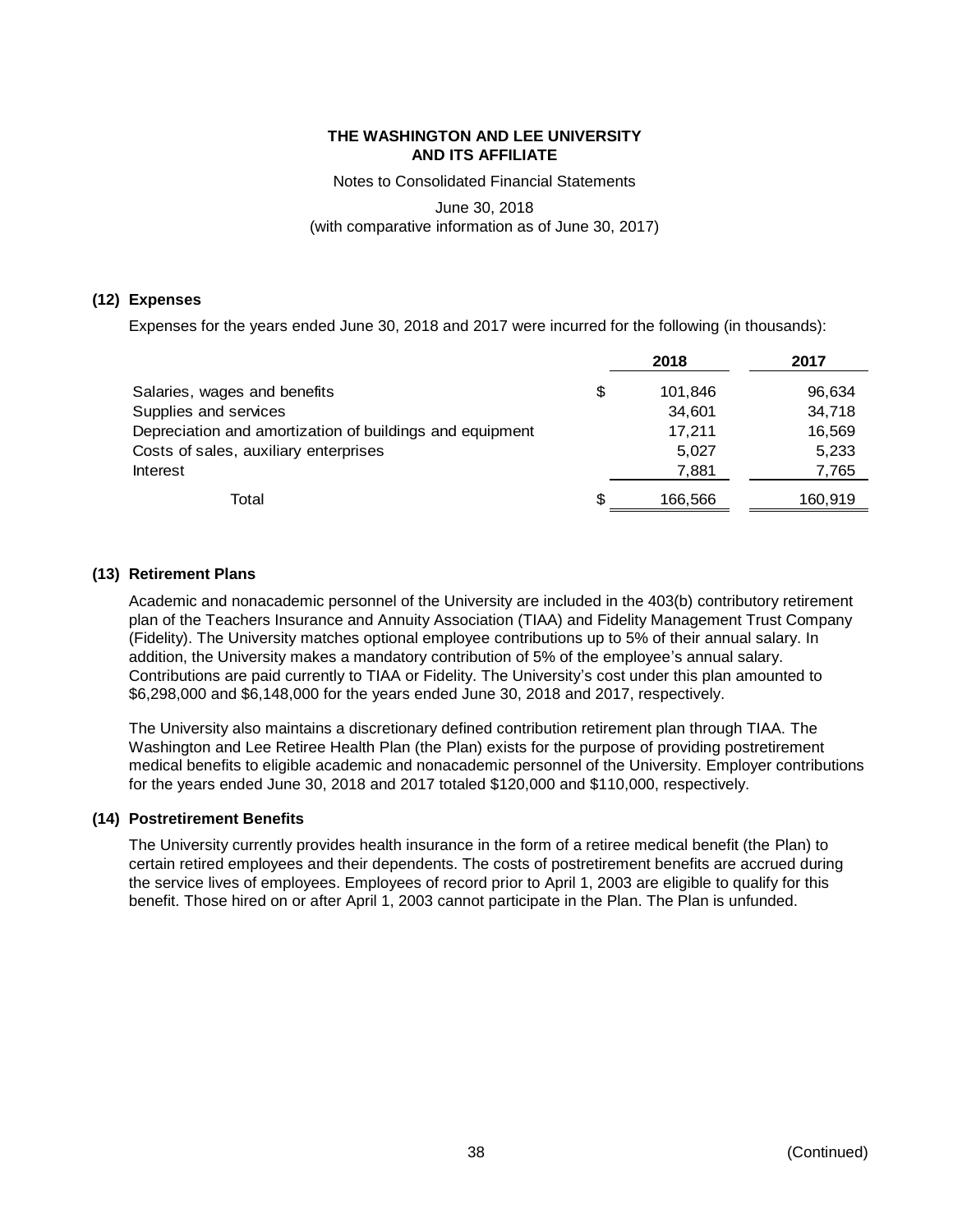**THE WASHINGTON AND LEE UNIVERSITY AND ITS AFFILIATE**

Notes to Consolidated Financial Statements

June 30, 2018
(with comparative information as of June 30, 2017)

## (12) Expenses

Expenses for the years ended June 30, 2018 and 2017 were incurred for the following (in thousands):

| | 2018 | 2017 |
|---|---|---|
| Salaries, wages and benefits | $ 101,846 | 96,634 |
| Supplies and services | 34,601 | 34,718 |
| Depreciation and amortization of buildings and equipment | 17,211 | 16,569 |
| Costs of sales, auxiliary enterprises | 5,027 | 5,233 |
| Interest | 7,881 | 7,765 |
| Total | $ 166,566 | 160,919 |

## (13) Retirement Plans

Academic and nonacademic personnel of the University are included in the 403(b) contributory retirement plan of the Teachers Insurance and Annuity Association (TIAA) and Fidelity Management Trust Company (Fidelity). The University matches optional employee contributions up to 5% of their annual salary. In addition, the University makes a mandatory contribution of 5% of the employee's annual salary. Contributions are paid currently to TIAA or Fidelity. The University's cost under this plan amounted to $6,298,000 and $6,148,000 for the years ended June 30, 2018 and 2017, respectively.

The University also maintains a discretionary defined contribution retirement plan through TIAA. The Washington and Lee Retiree Health Plan (the Plan) exists for the purpose of providing postretirement medical benefits to eligible academic and nonacademic personnel of the University. Employer contributions for the years ended June 30, 2018 and 2017 totaled $120,000 and $110,000, respectively.

## (14) Postretirement Benefits

The University currently provides health insurance in the form of a retiree medical benefit (the Plan) to certain retired employees and their dependents. The costs of postretirement benefits are accrued during the service lives of employees. Employees of record prior to April 1, 2003 are eligible to qualify for this benefit. Those hired on or after April 1, 2003 cannot participate in the Plan. The Plan is unfunded.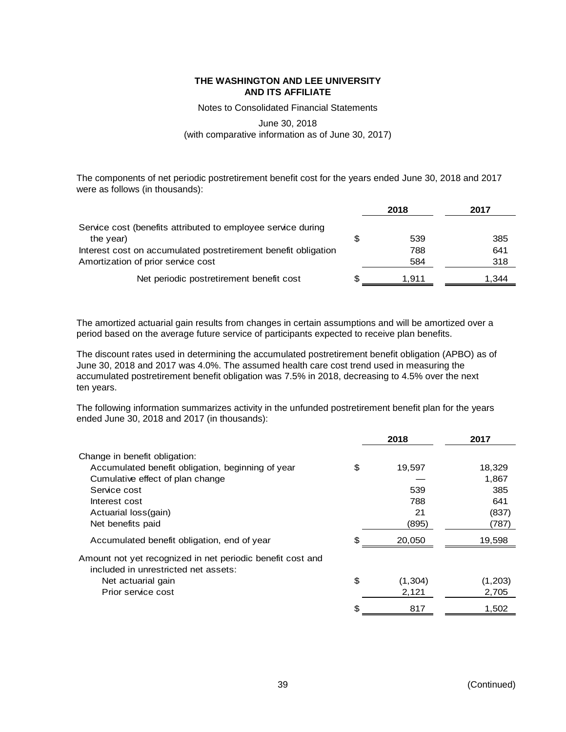The components of net periodic postretirement benefit cost for the years ended June 30, 2018 and 2017 were as follows (in thousands):

| | 2018 | 2017 |
|---|---|---|
| Service cost (benefits attributed to employee service during the year) | $ 539 | 385 |
| Interest cost on accumulated postretirement benefit obligation | 788 | 641 |
| Amortization of prior service cost | 584 | 318 |
| Net periodic postretirement benefit cost | $ 1,911 | 1,344 |

The amortized actuarial gain results from changes in certain assumptions and will be amortized over a period based on the average future service of participants expected to receive plan benefits.

The discount rates used in determining the accumulated postretirement benefit obligation (APBO) as of June 30, 2018 and 2017 was 4.0%. The assumed health care cost trend used in measuring the accumulated postretirement benefit obligation was 7.5% in 2018, decreasing to 4.5% over the next ten years.

The following information summarizes activity in the unfunded postretirement benefit plan for the years ended June 30, 2018 and 2017 (in thousands):

| | 2018 | 2017 |
|---|---|---|
| Change in benefit obligation: | | |
| Accumulated benefit obligation, beginning of year | $ 19,597 | 18,329 |
| Cumulative effect of plan change | — | 1,867 |
| Service cost | 539 | 385 |
| Interest cost | 788 | 641 |
| Actuarial loss(gain) | 21 | (837) |
| Net benefits paid | (895) | (787) |
| Accumulated benefit obligation, end of year | $ 20,050 | 19,598 |
| Amount not yet recognized in net periodic benefit cost and included in unrestricted net assets: | | |
| Net actuarial gain | $ (1,304) | (1,203) |
| Prior service cost | 2,121 | 2,705 |
| | $ 817 | 1,502 |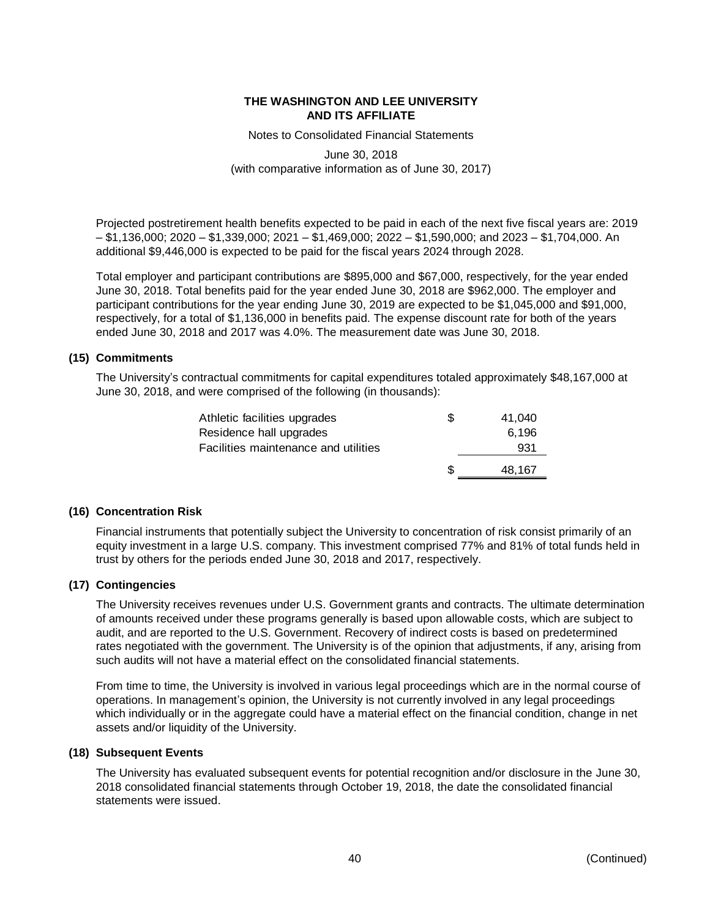Projected postretirement health benefits expected to be paid in each of the next five fiscal years are: 2019 – $1,136,000; 2020 – $1,339,000; 2021 – $1,469,000; 2022 – $1,590,000; and 2023 – $1,704,000. An additional $9,446,000 is expected to be paid for the fiscal years 2024 through 2028.

Total employer and participant contributions are $895,000 and $67,000, respectively, for the year ended June 30, 2018. Total benefits paid for the year ended June 30, 2018 are $962,000. The employer and participant contributions for the year ending June 30, 2019 are expected to be $1,045,000 and $91,000, respectively, for a total of $1,136,000 in benefits paid. The expense discount rate for both of the years ended June 30, 2018 and 2017 was 4.0%. The measurement date was June 30, 2018.

## (15) Commitments

The University's contractual commitments for capital expenditures totaled approximately $48,167,000 at June 30, 2018, and were comprised of the following (in thousands):

| | | |
|---|---|---|
| Athletic facilities upgrades | $ | 41,040 |
| Residence hall upgrades | | 6,196 |
| Facilities maintenance and utilities | | 931 |
| | $ | 48,167 |

## (16) Concentration Risk

Financial instruments that potentially subject the University to concentration of risk consist primarily of an equity investment in a large U.S. company. This investment comprised 77% and 81% of total funds held in trust by others for the periods ended June 30, 2018 and 2017, respectively.

## (17) Contingencies

The University receives revenues under U.S. Government grants and contracts. The ultimate determination of amounts received under these programs generally is based upon allowable costs, which are subject to audit, and are reported to the U.S. Government. Recovery of indirect costs is based on predetermined rates negotiated with the government. The University is of the opinion that adjustments, if any, arising from such audits will not have a material effect on the consolidated financial statements.

From time to time, the University is involved in various legal proceedings which are in the normal course of operations. In management's opinion, the University is not currently involved in any legal proceedings which individually or in the aggregate could have a material effect on the financial condition, change in net assets and/or liquidity of the University.

## (18) Subsequent Events

The University has evaluated subsequent events for potential recognition and/or disclosure in the June 30, 2018 consolidated financial statements through October 19, 2018, the date the consolidated financial statements were issued.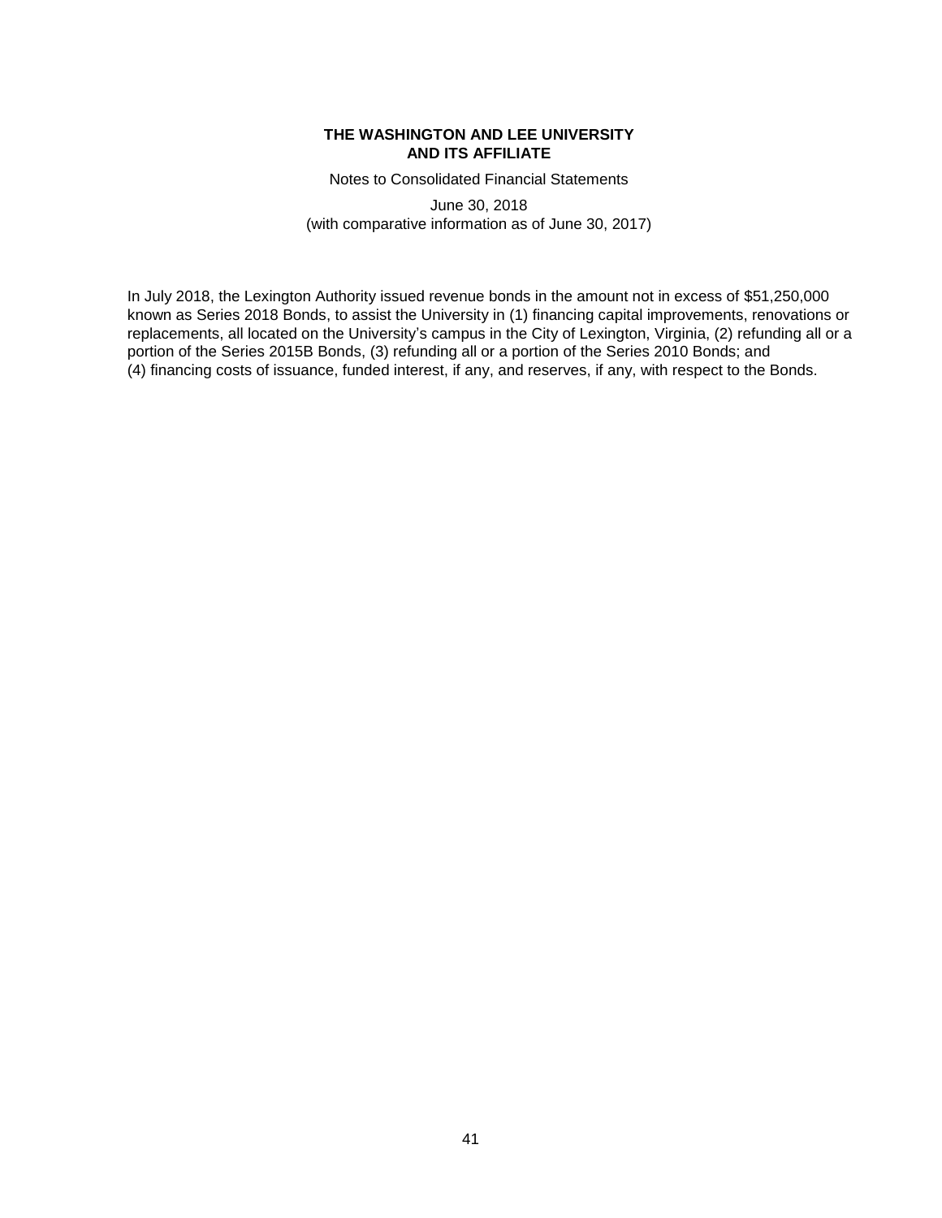In July 2018, the Lexington Authority issued revenue bonds in the amount not in excess of $51,250,000 known as Series 2018 Bonds, to assist the University in (1) financing capital improvements, renovations or replacements, all located on the University's campus in the City of Lexington, Virginia, (2) refunding all or a portion of the Series 2015B Bonds, (3) refunding all or a portion of the Series 2010 Bonds; and (4) financing costs of issuance, funded interest, if any, and reserves, if any, with respect to the Bonds.